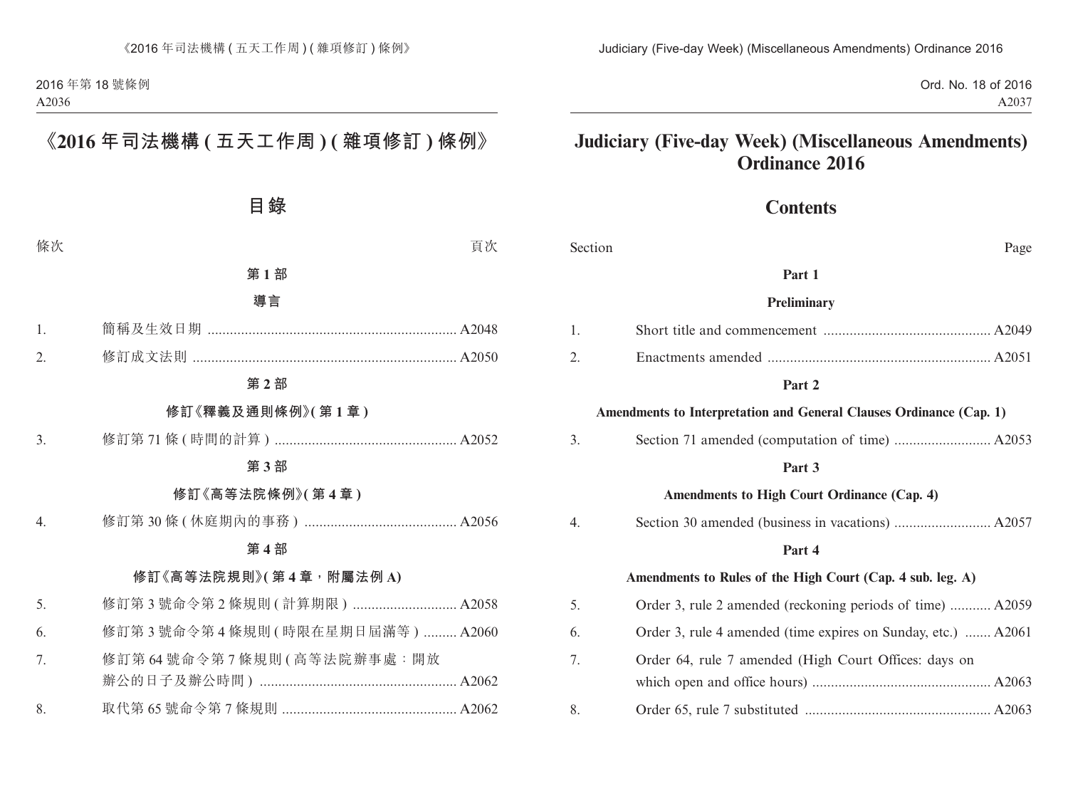# 《2016 年司法機構 ( 五天工作周 ) ( 雜項修訂 ) 條例》

## 目錄

| 條次 | | 頁次 |
|---|---|---|
| | **第 1 部** | |
| | **導言** | |
| 1. | 簡稱及生效日期 | A2048 |
| 2. | 修訂成文法則 | A2050 |
| | **第 2 部** | |
| | **修訂《釋義及通則條例》( 第 1 章 )** | |
| 3. | 修訂第 71 條 ( 時間的計算 ) | A2052 |
| | **第 3 部** | |
| | **修訂《高等法院條例》( 第 4 章 )** | |
| 4. | 修訂第 30 條 ( 休庭期內的事務 ) | A2056 |
| | **第 4 部** | |
| | **修訂《高等法院規則》( 第 4 章，附屬法例 A)** | |
| 5. | 修訂第 3 號命令第 2 條規則 ( 計算期限 ) | A2058 |
| 6. | 修訂第 3 號命令第 4 條規則 ( 時限在星期日屆滿等 ) | A2060 |
| 7. | 修訂第 64 號命令第 7 條規則 ( 高等法院辦事處：開放辦公的日子及辦公時間 ) | A2062 |
| 8. | 取代第 65 號命令第 7 條規則 | A2062 |

# Judiciary (Five-day Week) (Miscellaneous Amendments) Ordinance 2016

## Contents

| Section | | Page |
|---|---|---|
| | **Part 1** | |
| | **Preliminary** | |
| 1. | Short title and commencement | A2049 |
| 2. | Enactments amended | A2051 |
| | **Part 2** | |
| | **Amendments to Interpretation and General Clauses Ordinance (Cap. 1)** | |
| 3. | Section 71 amended (computation of time) | A2053 |
| | **Part 3** | |
| | **Amendments to High Court Ordinance (Cap. 4)** | |
| 4. | Section 30 amended (business in vacations) | A2057 |
| | **Part 4** | |
| | **Amendments to Rules of the High Court (Cap. 4 sub. leg. A)** | |
| 5. | Order 3, rule 2 amended (reckoning periods of time) | A2059 |
| 6. | Order 3, rule 4 amended (time expires on Sunday, etc.) | A2061 |
| 7. | Order 64, rule 7 amended (High Court Offices: days on which open and office hours) | A2063 |
| 8. | Order 65, rule 7 substituted | A2063 |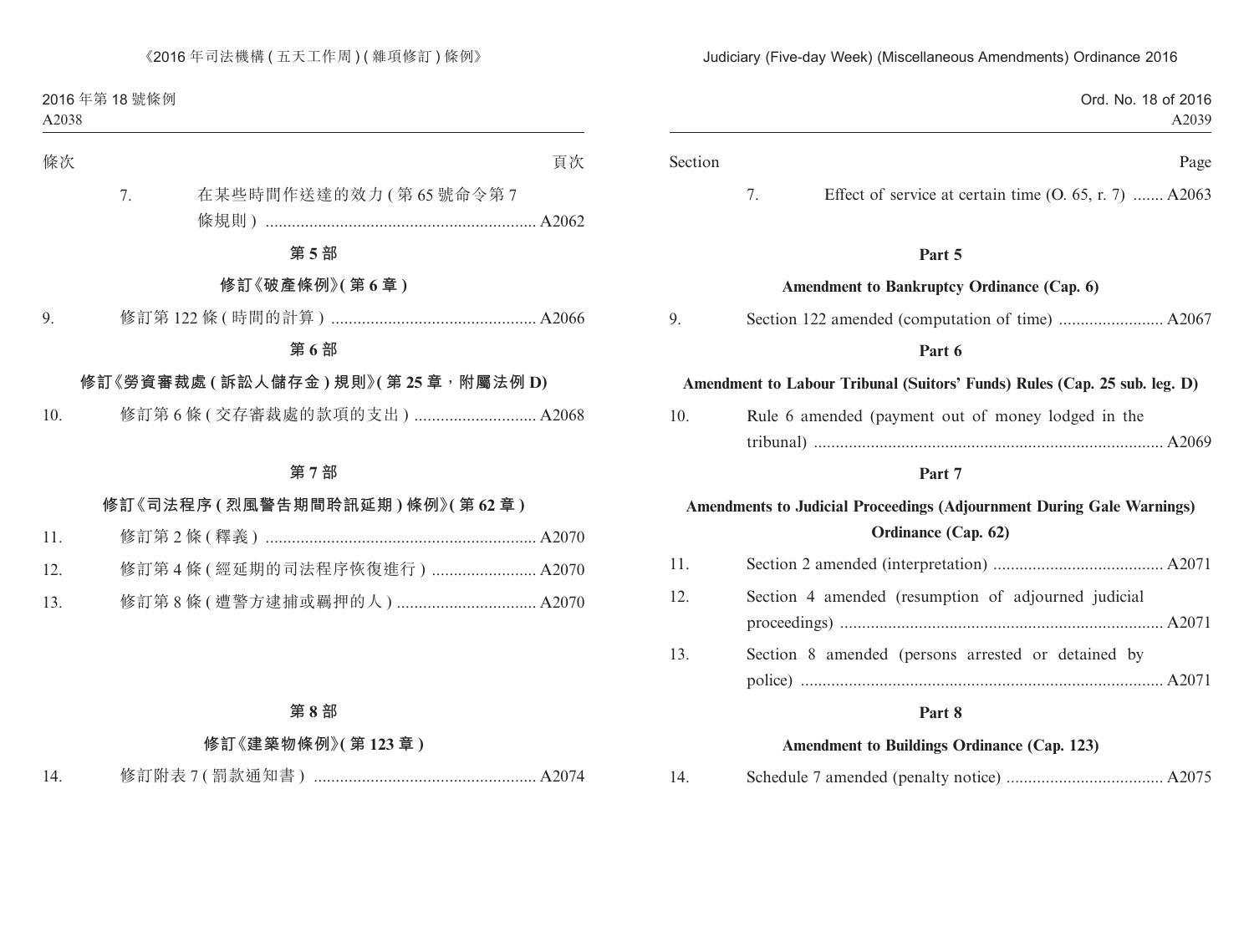| 條次 | | 頁次 |
|---|---|---|
| 7. | 在某些時間作送達的效力 (第 65 號命令第 7 條規則) | A2062 |

**第 5 部**

**修訂《破產條例》(第 6 章)**

| | | |
|---|---|---|
| 9. | 修訂第 122 條 (時間的計算) | A2066 |

**第 6 部**

**修訂《勞資審裁處 (訴訟人儲存金) 規則》(第 25 章，附屬法例 D)**

| | | |
|---|---|---|
| 10. | 修訂第 6 條 (交存審裁處的款項的支出) | A2068 |

**第 7 部**

**修訂《司法程序 (烈風警告期間聆訊延期) 條例》(第 62 章)**

| | | |
|---|---|---|
| 11. | 修訂第 2 條 (釋義) | A2070 |
| 12. | 修訂第 4 條 (經延期的司法程序恢復進行) | A2070 |
| 13. | 修訂第 8 條 (遭警方逮捕或羈押的人) | A2070 |

**第 8 部**

**修訂《建築物條例》(第 123 章)**

| | | |
|---|---|---|
| 14. | 修訂附表 7 (罰款通知書) | A2074 |

| Section | | Page |
|---|---|---|
| 7. | Effect of service at certain time (O. 65, r. 7) | A2063 |

**Part 5**

**Amendment to Bankruptcy Ordinance (Cap. 6)**

| | | |
|---|---|---|
| 9. | Section 122 amended (computation of time) | A2067 |

**Part 6**

**Amendment to Labour Tribunal (Suitors' Funds) Rules (Cap. 25 sub. leg. D)**

| | | |
|---|---|---|
| 10. | Rule 6 amended (payment out of money lodged in the tribunal) | A2069 |

**Part 7**

**Amendments to Judicial Proceedings (Adjournment During Gale Warnings) Ordinance (Cap. 62)**

| | | |
|---|---|---|
| 11. | Section 2 amended (interpretation) | A2071 |
| 12. | Section 4 amended (resumption of adjourned judicial proceedings) | A2071 |
| 13. | Section 8 amended (persons arrested or detained by police) | A2071 |

**Part 8**

**Amendment to Buildings Ordinance (Cap. 123)**

| | | |
|---|---|---|
| 14. | Schedule 7 amended (penalty notice) | A2075 |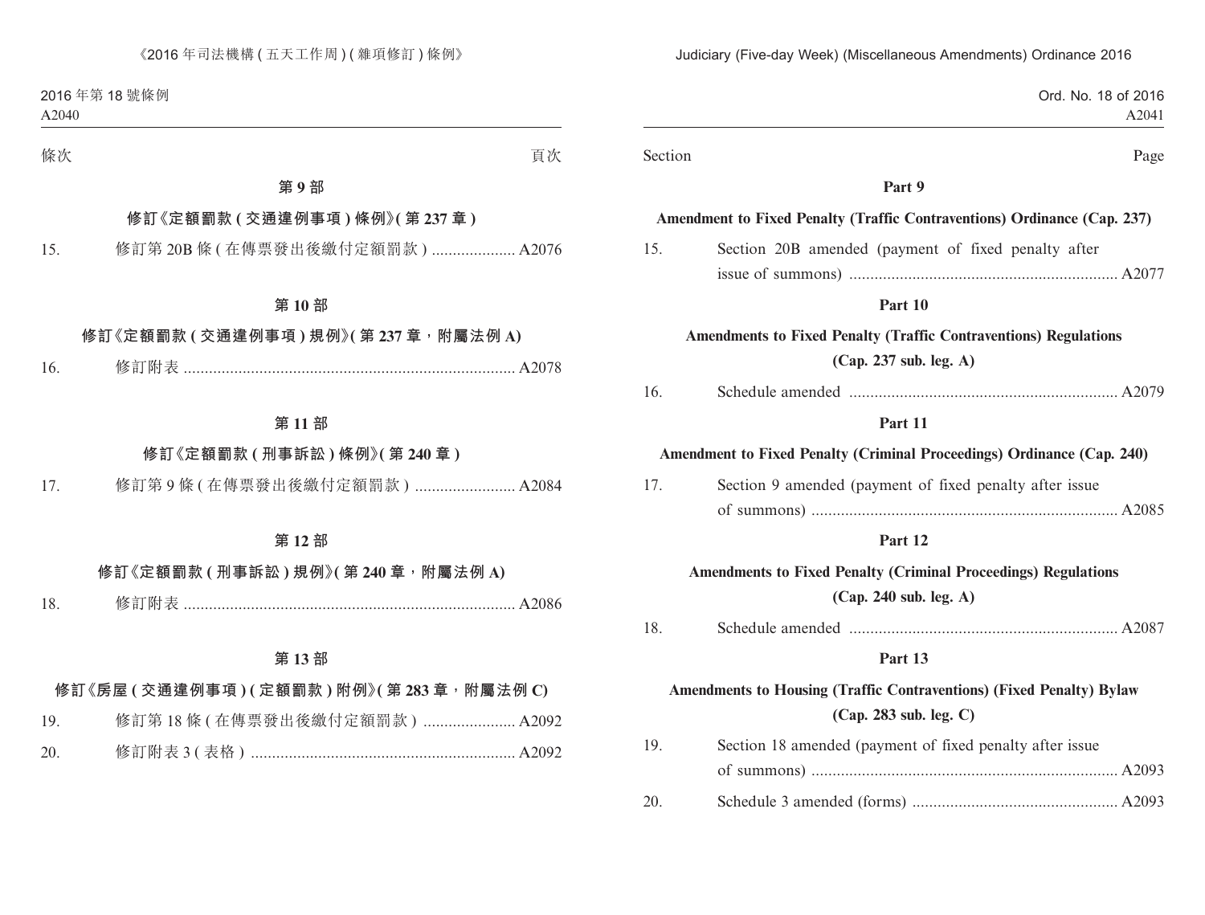條次 頁次

**第 9 部**

**修訂《定額罰款 ( 交通違例事項 ) 條例》( 第 237 章 )**

15. 修訂第 20B 條 ( 在傳票發出後繳付定額罰款 ) .................... A2076

**第 10 部**

**修訂《定額罰款 ( 交通違例事項 ) 規例》( 第 237 章，附屬法例 A)**

16. 修訂附表 ............................................................................... A2078

**第 11 部**

**修訂《定額罰款 ( 刑事訴訟 ) 條例》( 第 240 章 )**

17. 修訂第 9 條 ( 在傳票發出後繳付定額罰款 ) ........................ A2084

**第 12 部**

**修訂《定額罰款 ( 刑事訴訟 ) 規例》( 第 240 章，附屬法例 A)**

18. 修訂附表 ............................................................................... A2086

**第 13 部**

**修訂《房屋 ( 交通違例事項 ) ( 定額罰款 ) 附例》( 第 283 章，附屬法例 C)**

19. 修訂第 18 條 ( 在傳票發出後繳付定額罰款 ) ...................... A2092

20. 修訂附表 3 ( 表格 ) ............................................................... A2092

Section Page

**Part 9**

**Amendment to Fixed Penalty (Traffic Contraventions) Ordinance (Cap. 237)**

15. Section 20B amended (payment of fixed penalty after issue of summons) ................................................................ A2077

**Part 10**

**Amendments to Fixed Penalty (Traffic Contraventions) Regulations (Cap. 237 sub. leg. A)**

16. Schedule amended ................................................................ A2079

**Part 11**

**Amendment to Fixed Penalty (Criminal Proceedings) Ordinance (Cap. 240)**

17. Section 9 amended (payment of fixed penalty after issue of summons) ......................................................................... A2085

**Part 12**

**Amendments to Fixed Penalty (Criminal Proceedings) Regulations (Cap. 240 sub. leg. A)**

18. Schedule amended ................................................................ A2087

**Part 13**

**Amendments to Housing (Traffic Contraventions) (Fixed Penalty) Bylaw (Cap. 283 sub. leg. C)**

19. Section 18 amended (payment of fixed penalty after issue of summons) ......................................................................... A2093

20. Schedule 3 amended (forms) ................................................. A2093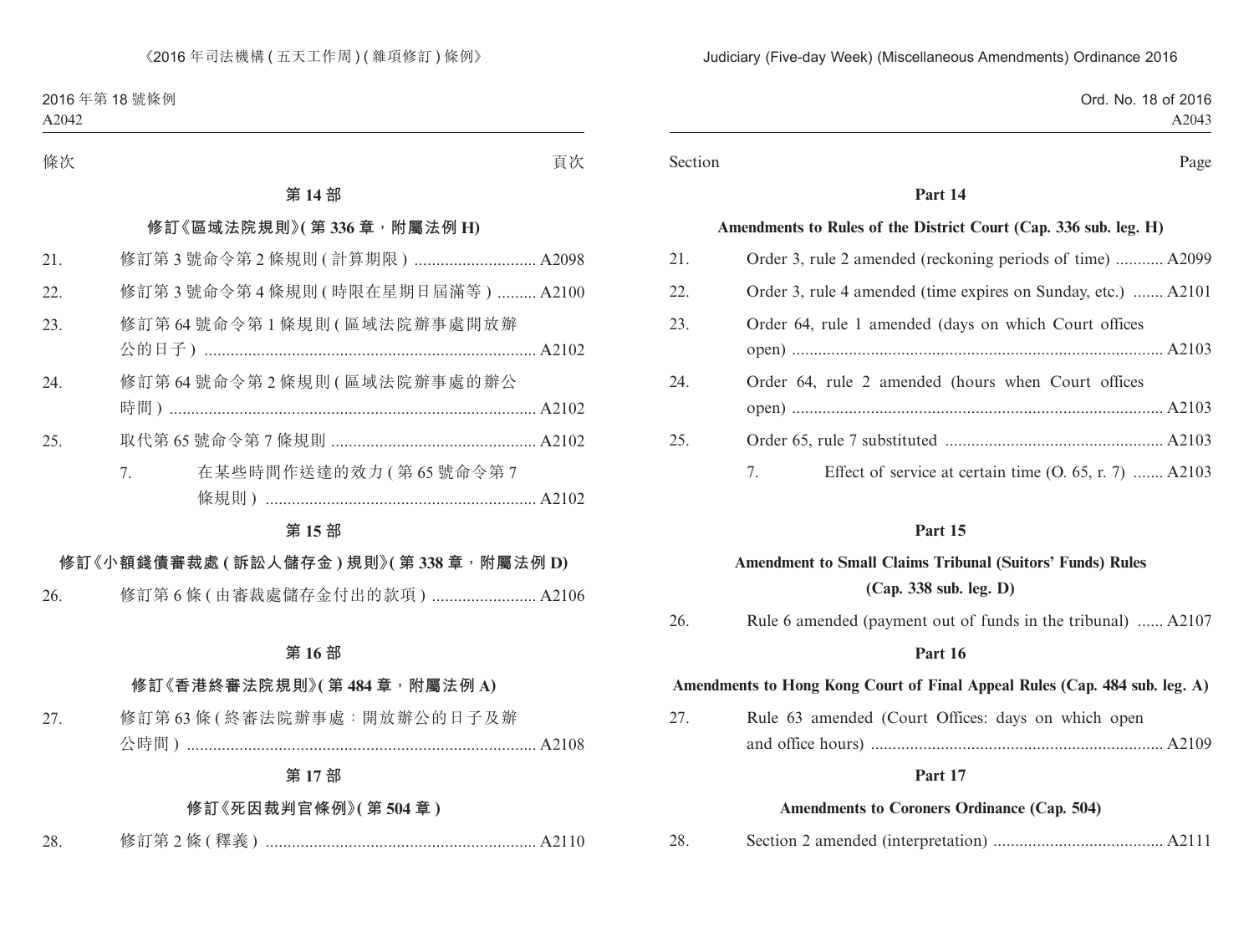條次 頁次

**第 14 部**

**修訂《區域法院規則》(第 336 章，附屬法例 H)**

21. 修訂第 3 號命令第 2 條規則 (計算期限) ............................ A2098

22. 修訂第 3 號命令第 4 條規則 (時限在星期日屆滿等) ......... A2100

23. 修訂第 64 號命令第 1 條規則 (區域法院辦事處開放辦公的日子) ............................................................................ A2102

24. 修訂第 64 號命令第 2 條規則 (區域法院辦事處的辦公時間) .................................................................................... A2102

25. 取代第 65 號命令第 7 條規則 ............................................... A2102

    7. 在某些時間作送達的效力 (第 65 號命令第 7 條規則) .............................................................. A2102

**第 15 部**

**修訂《小額錢債審裁處 (訴訟人儲存金) 規則》(第 338 章，附屬法例 D)**

26. 修訂第 6 條 (由審裁處儲存金付出的款項) ........................ A2106

**第 16 部**

**修訂《香港終審法院規則》(第 484 章，附屬法例 A)**

27. 修訂第 63 條 (終審法院辦事處：開放辦公的日子及辦公時間) ................................................................................ A2108

**第 17 部**

**修訂《死因裁判官條例》(第 504 章)**

28. 修訂第 2 條 (釋義) .............................................................. A2110

Section Page

**Part 14**

**Amendments to Rules of the District Court (Cap. 336 sub. leg. H)**

21. Order 3, rule 2 amended (reckoning periods of time) ........... A2099

22. Order 3, rule 4 amended (time expires on Sunday, etc.) ....... A2101

23. Order 64, rule 1 amended (days on which Court offices open) .................................................................................... A2103

24. Order 64, rule 2 amended (hours when Court offices open) .................................................................................... A2103

25. Order 65, rule 7 substituted .................................................. A2103

    7. Effect of service at certain time (O. 65, r. 7) ....... A2103

**Part 15**

**Amendment to Small Claims Tribunal (Suitors' Funds) Rules (Cap. 338 sub. leg. D)**

26. Rule 6 amended (payment out of funds in the tribunal) ...... A2107

**Part 16**

**Amendments to Hong Kong Court of Final Appeal Rules (Cap. 484 sub. leg. A)**

27. Rule 63 amended (Court Offices: days on which open and office hours) .................................................................. A2109

**Part 17**

**Amendments to Coroners Ordinance (Cap. 504)**

28. Section 2 amended (interpretation) ....................................... A2111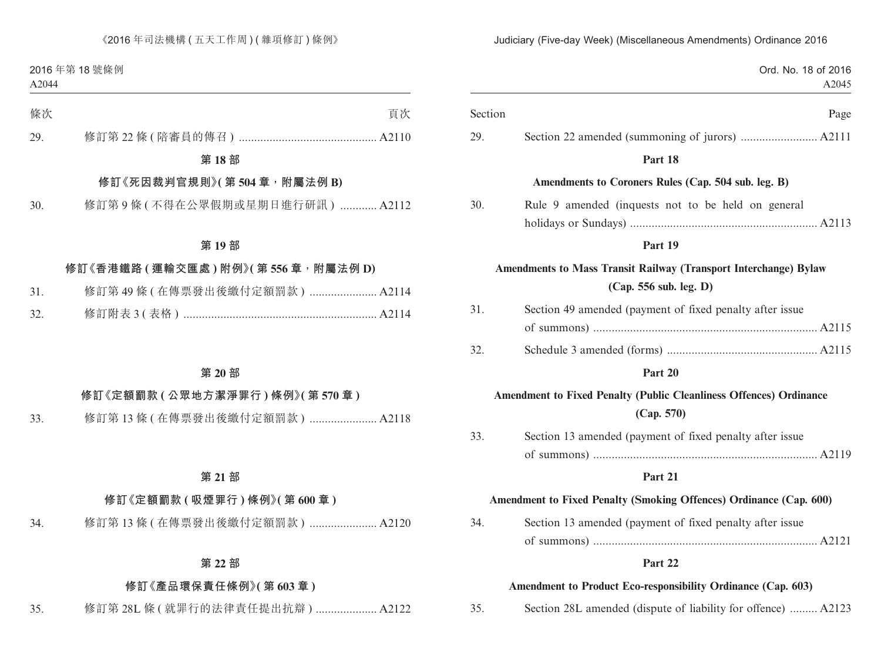| 條次 | | 頁次 |
|---|---|---|
| 29. | 修訂第 22 條 ( 陪審員的傳召 ) | A2110 |

**第 18 部**

**修訂《死因裁判官規則》( 第 504 章，附屬法例 B)**

| | | |
|---|---|---|
| 30. | 修訂第 9 條 ( 不得在公眾假期或星期日進行研訊 ) | A2112 |

**第 19 部**

**修訂《香港鐵路 ( 運輸交匯處 ) 附例》( 第 556 章，附屬法例 D)**

| | | |
|---|---|---|
| 31. | 修訂第 49 條 ( 在傳票發出後繳付定額罰款 ) | A2114 |
| 32. | 修訂附表 3 ( 表格 ) | A2114 |

**第 20 部**

**修訂《定額罰款 ( 公眾地方潔淨罪行 ) 條例》( 第 570 章 )**

| | | |
|---|---|---|
| 33. | 修訂第 13 條 ( 在傳票發出後繳付定額罰款 ) | A2118 |

**第 21 部**

**修訂《定額罰款 ( 吸煙罪行 ) 條例》( 第 600 章 )**

| | | |
|---|---|---|
| 34. | 修訂第 13 條 ( 在傳票發出後繳付定額罰款 ) | A2120 |

**第 22 部**

**修訂《產品環保責任條例》( 第 603 章 )**

| | | |
|---|---|---|
| 35. | 修訂第 28L 條 ( 就罪行的法律責任提出抗辯 ) | A2122 |

| Section | | Page |
|---|---|---|
| 29. | Section 22 amended (summoning of jurors) | A2111 |

**Part 18**

**Amendments to Coroners Rules (Cap. 504 sub. leg. B)**

| | | |
|---|---|---|
| 30. | Rule 9 amended (inquests not to be held on general holidays or Sundays) | A2113 |

**Part 19**

**Amendments to Mass Transit Railway (Transport Interchange) Bylaw (Cap. 556 sub. leg. D)**

| | | |
|---|---|---|
| 31. | Section 49 amended (payment of fixed penalty after issue of summons) | A2115 |
| 32. | Schedule 3 amended (forms) | A2115 |

**Part 20**

**Amendment to Fixed Penalty (Public Cleanliness Offences) Ordinance (Cap. 570)**

| | | |
|---|---|---|
| 33. | Section 13 amended (payment of fixed penalty after issue of summons) | A2119 |

**Part 21**

**Amendment to Fixed Penalty (Smoking Offences) Ordinance (Cap. 600)**

| | | |
|---|---|---|
| 34. | Section 13 amended (payment of fixed penalty after issue of summons) | A2121 |

**Part 22**

**Amendment to Product Eco-responsibility Ordinance (Cap. 603)**

| | | |
|---|---|---|
| 35. | Section 28L amended (dispute of liability for offence) | A2123 |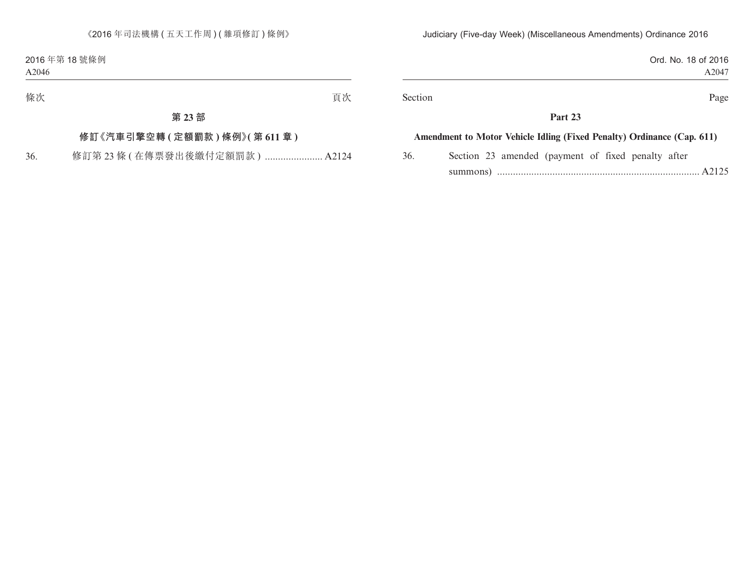條次 頁次

## 第 23 部

### 修訂《汽車引擎空轉 ( 定額罰款 ) 條例》( 第 611 章 )

36. 修訂第 23 條 ( 在傳票發出後繳付定額罰款 ) ...................... A2124

Section Page

## Part 23

### Amendment to Motor Vehicle Idling (Fixed Penalty) Ordinance (Cap. 611)

36. Section 23 amended (payment of fixed penalty after summons) ............................................................................ A2125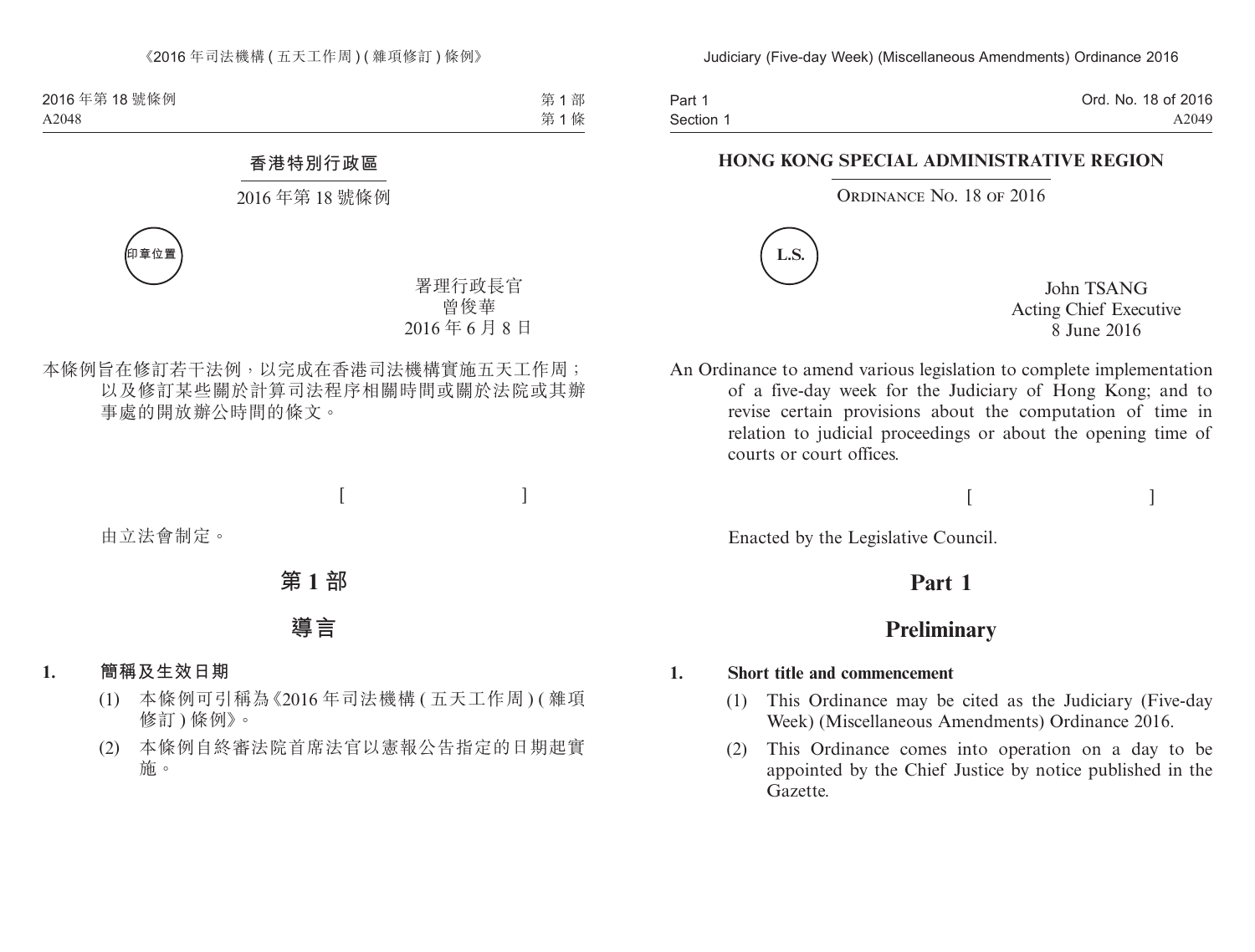香港特別行政區

2016 年第 18 號條例

印章位置

署理行政長官
曾俊華
2016 年 6 月 8 日

本條例旨在修訂若干法例，以完成在香港司法機構實施五天工作周；以及修訂某些關於計算司法程序相關時間或關於法院或其辦事處的開放辦公時間的條文。

[ ]

由立法會制定。

# 第 1 部

# 導言

**1. 簡稱及生效日期**

(1) 本條例可引稱為《2016 年司法機構 ( 五天工作周 ) ( 雜項修訂 ) 條例》。

(2) 本條例自終審法院首席法官以憲報公告指定的日期起實施。

**HONG KONG SPECIAL ADMINISTRATIVE REGION**

ORDINANCE NO. 18 OF 2016

L.S.

John TSANG
Acting Chief Executive
8 June 2016

An Ordinance to amend various legislation to complete implementation of a five-day week for the Judiciary of Hong Kong; and to revise certain provisions about the computation of time in relation to judicial proceedings or about the opening time of courts or court offices.

[ ]

Enacted by the Legislative Council.

# Part 1

# Preliminary

**1. Short title and commencement**

(1) This Ordinance may be cited as the Judiciary (Five-day Week) (Miscellaneous Amendments) Ordinance 2016.

(2) This Ordinance comes into operation on a day to be appointed by the Chief Justice by notice published in the Gazette.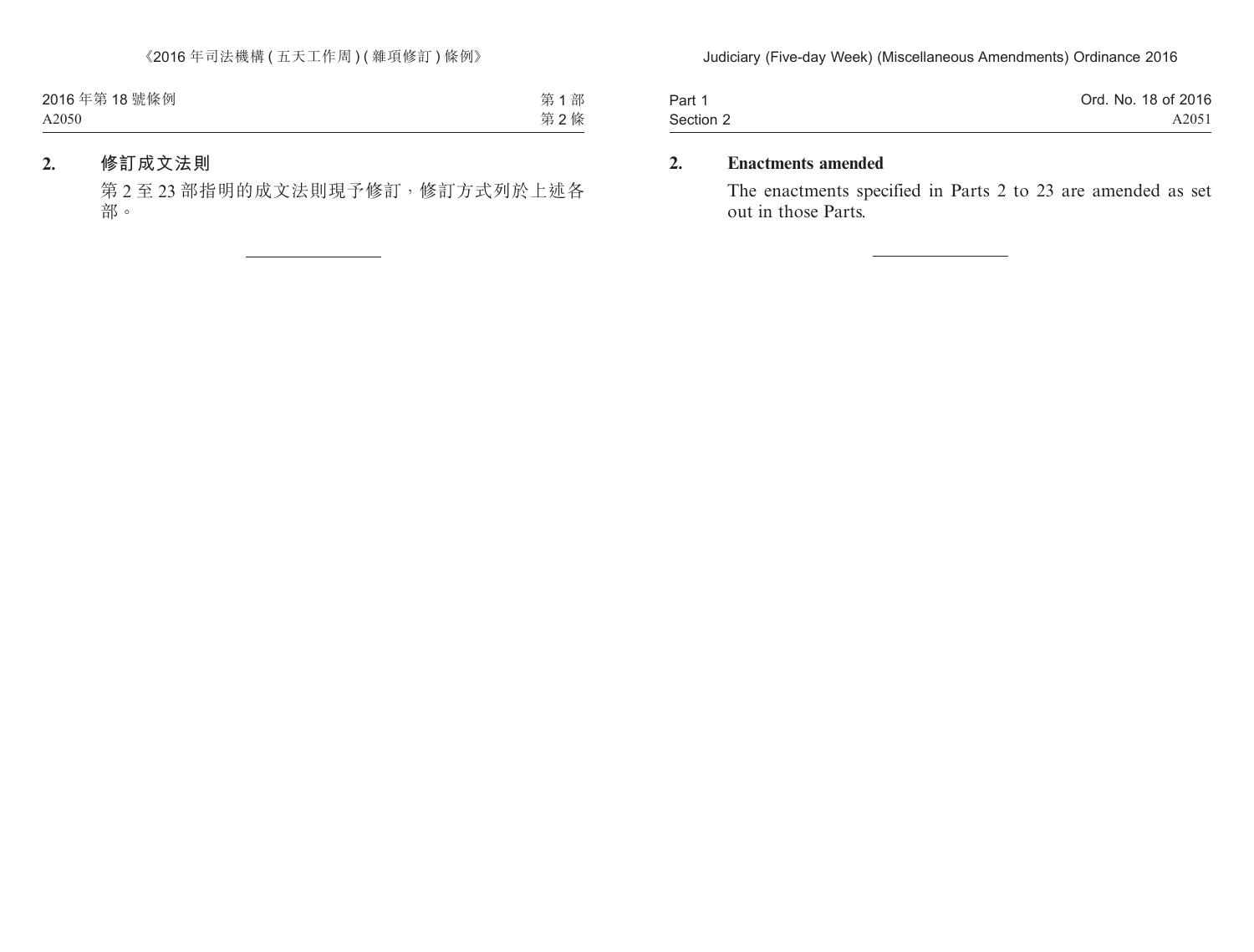**2. 修訂成文法則**

第 2 至 23 部指明的成文法則現予修訂，修訂方式列於上述各部。

---

**2. Enactments amended**

The enactments specified in Parts 2 to 23 are amended as set out in those Parts.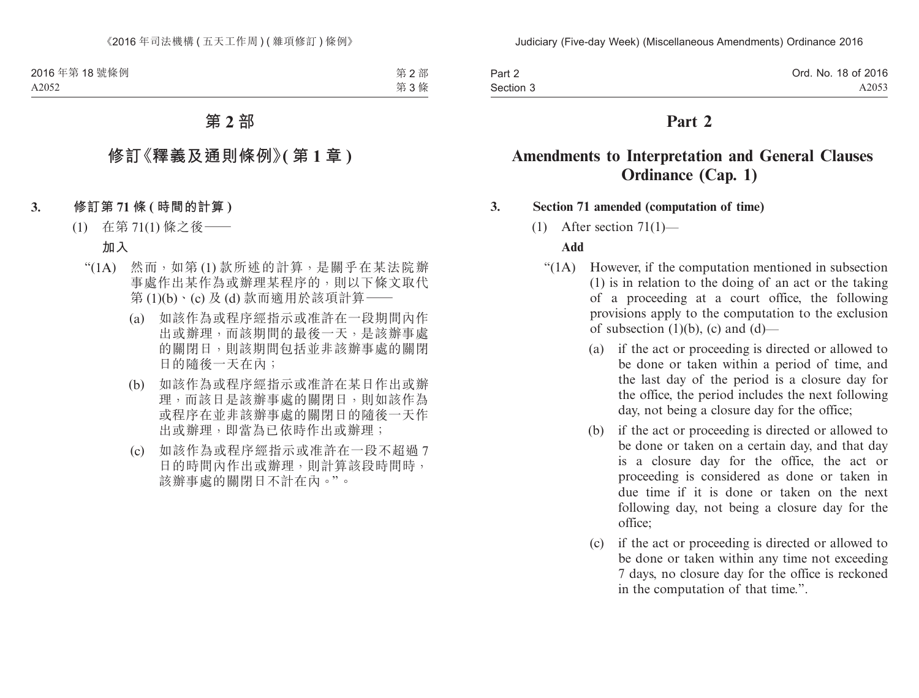# 第 2 部

## 修訂《釋義及通則條例》(第 1 章)

**3. 修訂第 71 條 (時間的計算)**

(1) 在第 71(1) 條之後——

**加入**

“(1A) 然而，如第 (1) 款所述的計算，是關乎在某法院辦事處作出某作為或辦理某程序的，則以下條文取代第 (1)(b)、(c) 及 (d) 款而適用於該項計算——

(a) 如該作為或程序經指示或准許在一段期間內作出或辦理，而該期間的最後一天，是該辦事處的關閉日，則該期間包括並非該辦事處的關閉日的隨後一天在內；

(b) 如該作為或程序經指示或准許在某日作出或辦理，而該日是該辦事處的關閉日，則如該作為或程序在並非該辦事處的關閉日的隨後一天作出或辦理，即當為已依時作出或辦理；

(c) 如該作為或程序經指示或准許在一段不超過 7 日的時間內作出或辦理，則計算該段時間時，該辦事處的關閉日不計在內。”。

# Part 2

## Amendments to Interpretation and General Clauses Ordinance (Cap. 1)

**3. Section 71 amended (computation of time)**

(1) After section 71(1)—

**Add**

“(1A) However, if the computation mentioned in subsection (1) is in relation to the doing of an act or the taking of a proceeding at a court office, the following provisions apply to the computation to the exclusion of subsection (1)(b), (c) and (d)—

(a) if the act or proceeding is directed or allowed to be done or taken within a period of time, and the last day of the period is a closure day for the office, the period includes the next following day, not being a closure day for the office;

(b) if the act or proceeding is directed or allowed to be done or taken on a certain day, and that day is a closure day for the office, the act or proceeding is considered as done or taken in due time if it is done or taken on the next following day, not being a closure day for the office;

(c) if the act or proceeding is directed or allowed to be done or taken within any time not exceeding 7 days, no closure day for the office is reckoned in the computation of that time.”.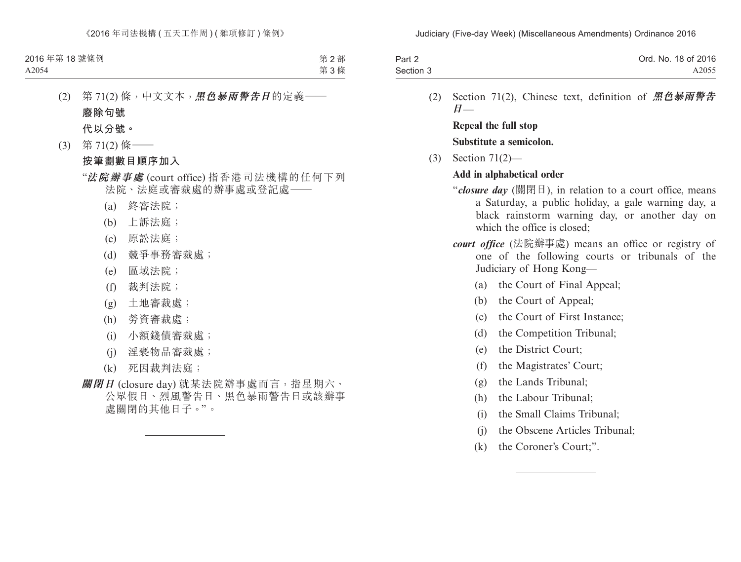(2) 第 71(2) 條，中文文本，***黑色暴雨警告日***的定義——

**廢除句號**

**代以分號。**

(3) 第 71(2) 條——

**按筆劃數目順序加入**

“***法院辦事處*** (court office) 指香港司法機構的任何下列法院、法庭或審裁處的辦事處或登記處——

(a) 終審法院；

(b) 上訴法庭；

(c) 原訟法庭；

(d) 競爭事務審裁處；

(e) 區域法院；

(f) 裁判法院；

(g) 土地審裁處；

(h) 勞資審裁處；

(i) 小額錢債審裁處；

(j) 淫褻物品審裁處；

(k) 死因裁判法庭；

***關閉日*** (closure day) 就某法院辦事處而言，指星期六、公眾假日、烈風警告日、黑色暴雨警告日或該辦事處關閉的其他日子。”。

---

(2) Section 71(2), Chinese text, definition of ***黑色暴雨警告日***—

**Repeal the full stop**

**Substitute a semicolon.**

(3) Section 71(2)—

**Add in alphabetical order**

“***closure day*** (關閉日), in relation to a court office, means a Saturday, a public holiday, a gale warning day, a black rainstorm warning day, or another day on which the office is closed;

***court office*** (法院辦事處) means an office or registry of one of the following courts or tribunals of the Judiciary of Hong Kong—

(a) the Court of Final Appeal;

(b) the Court of Appeal;

(c) the Court of First Instance;

(d) the Competition Tribunal;

(e) the District Court;

(f) the Magistrates’ Court;

(g) the Lands Tribunal;

(h) the Labour Tribunal;

(i) the Small Claims Tribunal;

(j) the Obscene Articles Tribunal;

(k) the Coroner’s Court;”.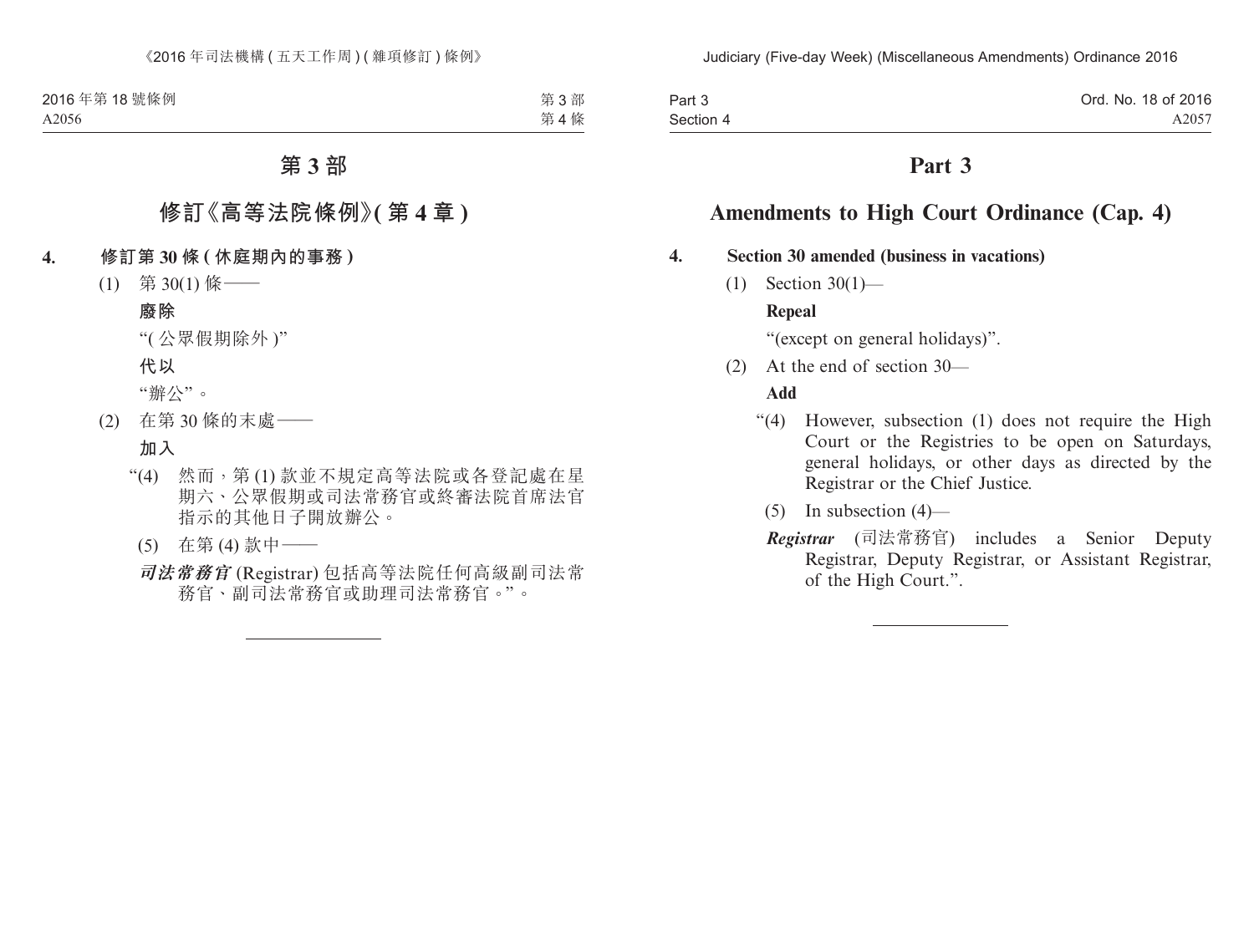# 第 3 部

## 修訂《高等法院條例》(第 4 章)

**4. 修訂第 30 條 (休庭期內的事務)**

(1) 第 30(1) 條——

**廢除**

“( 公眾假期除外 )”

**代以**

“辦公”。

(2) 在第 30 條的末處——

**加入**

“(4) 然而，第 (1) 款並不規定高等法院或各登記處在星期六、公眾假期或司法常務官或終審法院首席法官指示的其他日子開放辦公。

(5) 在第 (4) 款中——

***司法常務官*** (Registrar) 包括高等法院任何高級副司法常務官、副司法常務官或助理司法常務官。”。

# Part 3

## Amendments to High Court Ordinance (Cap. 4)

**4. Section 30 amended (business in vacations)**

(1) Section 30(1)—

**Repeal**

“(except on general holidays)”.

(2) At the end of section 30—

**Add**

“(4) However, subsection (1) does not require the High Court or the Registries to be open on Saturdays, general holidays, or other days as directed by the Registrar or the Chief Justice.

(5) In subsection (4)—

***Registrar*** (司法常務官) includes a Senior Deputy Registrar, Deputy Registrar, or Assistant Registrar, of the High Court.”.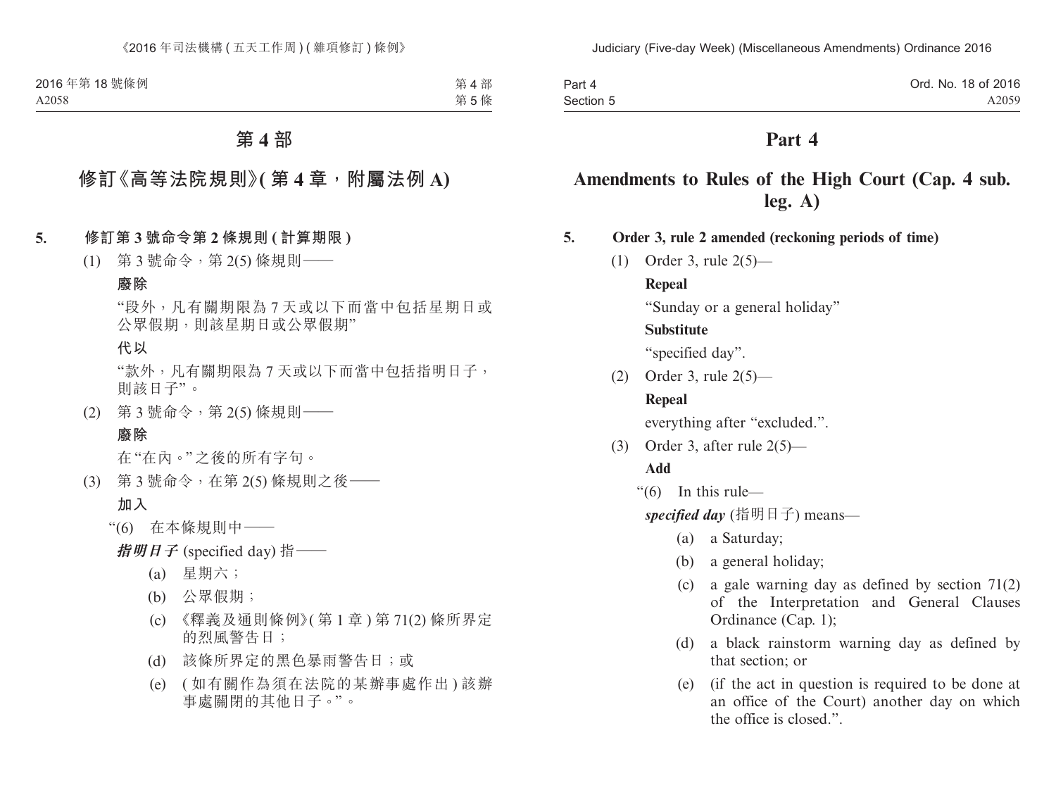# 第 4 部

## 修訂《高等法院規則》(第 4 章，附屬法例 A)

**5. 修訂第 3 號命令第 2 條規則 (計算期限)**

(1) 第 3 號命令，第 2(5) 條規則——

**廢除**

“段外，凡有關期限為 7 天或以下而當中包括星期日或公眾假期，則該星期日或公眾假期”

**代以**

“款外，凡有關期限為 7 天或以下而當中包括指明日子，則該日子”。

(2) 第 3 號命令，第 2(5) 條規則——

**廢除**

在“在內。”之後的所有字句。

(3) 第 3 號命令，在第 2(5) 條規則之後——

**加入**

“(6) 在本條規則中——

***指明日子*** (specified day) 指——

(a) 星期六；

(b) 公眾假期；

(c) 《釋義及通則條例》(第 1 章) 第 71(2) 條所界定的烈風警告日；

(d) 該條所界定的黑色暴雨警告日；或

(e) (如有關作為須在法院的某辦事處作出) 該辦事處關閉的其他日子。”。

# Part 4

## Amendments to Rules of the High Court (Cap. 4 sub. leg. A)

**5. Order 3, rule 2 amended (reckoning periods of time)**

(1) Order 3, rule 2(5)—

**Repeal**

“Sunday or a general holiday”

**Substitute**

“specified day”.

(2) Order 3, rule 2(5)—

**Repeal**

everything after “excluded.”.

(3) Order 3, after rule 2(5)—

**Add**

“(6) In this rule—

***specified day*** (指明日子) means—

(a) a Saturday;

(b) a general holiday;

(c) a gale warning day as defined by section 71(2) of the Interpretation and General Clauses Ordinance (Cap. 1);

(d) a black rainstorm warning day as defined by that section; or

(e) (if the act in question is required to be done at an office of the Court) another day on which the office is closed.”.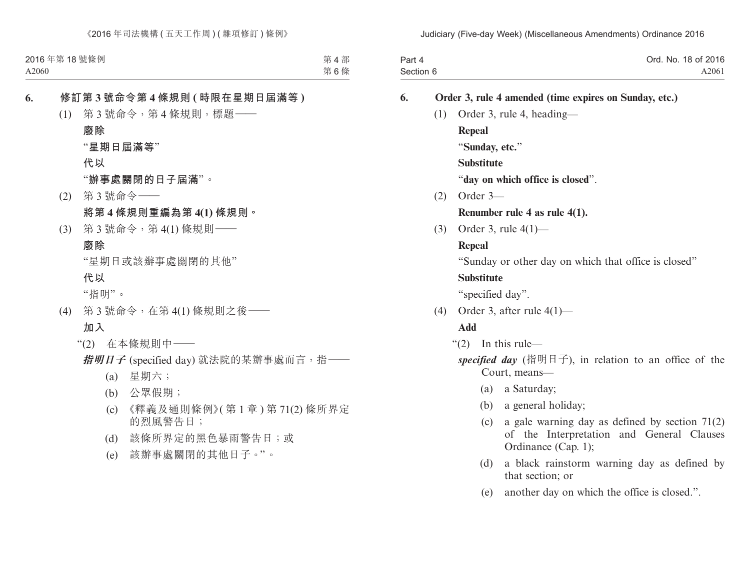### 6. 修訂第 3 號命令第 4 條規則 (時限在星期日屆滿等)

(1) 第 3 號命令，第 4 條規則，標題——

**廢除**

“**星期日屆滿等**”

**代以**

“**辦事處關閉的日子屆滿**”。

(2) 第 3 號命令——

**將第 4 條規則重編為第 4(1) 條規則。**

(3) 第 3 號命令，第 4(1) 條規則——

**廢除**

“星期日或該辦事處關閉的其他”

**代以**

“指明”。

(4) 第 3 號命令，在第 4(1) 條規則之後——

**加入**

“(2) 在本條規則中——

***指明日子*** (specified day) 就法院的某辦事處而言，指——

(a) 星期六；

(b) 公眾假期；

(c) 《釋義及通則條例》(第 1 章) 第 71(2) 條所界定的烈風警告日；

(d) 該條所界定的黑色暴雨警告日；或

(e) 該辦事處關閉的其他日子。”。

### 6. Order 3, rule 4 amended (time expires on Sunday, etc.)

(1) Order 3, rule 4, heading—

**Repeal**

“**Sunday, etc.**”

**Substitute**

“**day on which office is closed**”.

(2) Order 3—

**Renumber rule 4 as rule 4(1).**

(3) Order 3, rule 4(1)—

**Repeal**

“Sunday or other day on which that office is closed”

**Substitute**

“specified day”.

(4) Order 3, after rule 4(1)—

**Add**

“(2) In this rule—

***specified day*** (指明日子), in relation to an office of the Court, means—

(a) a Saturday;

(b) a general holiday;

(c) a gale warning day as defined by section 71(2) of the Interpretation and General Clauses Ordinance (Cap. 1);

(d) a black rainstorm warning day as defined by that section; or

(e) another day on which the office is closed.”.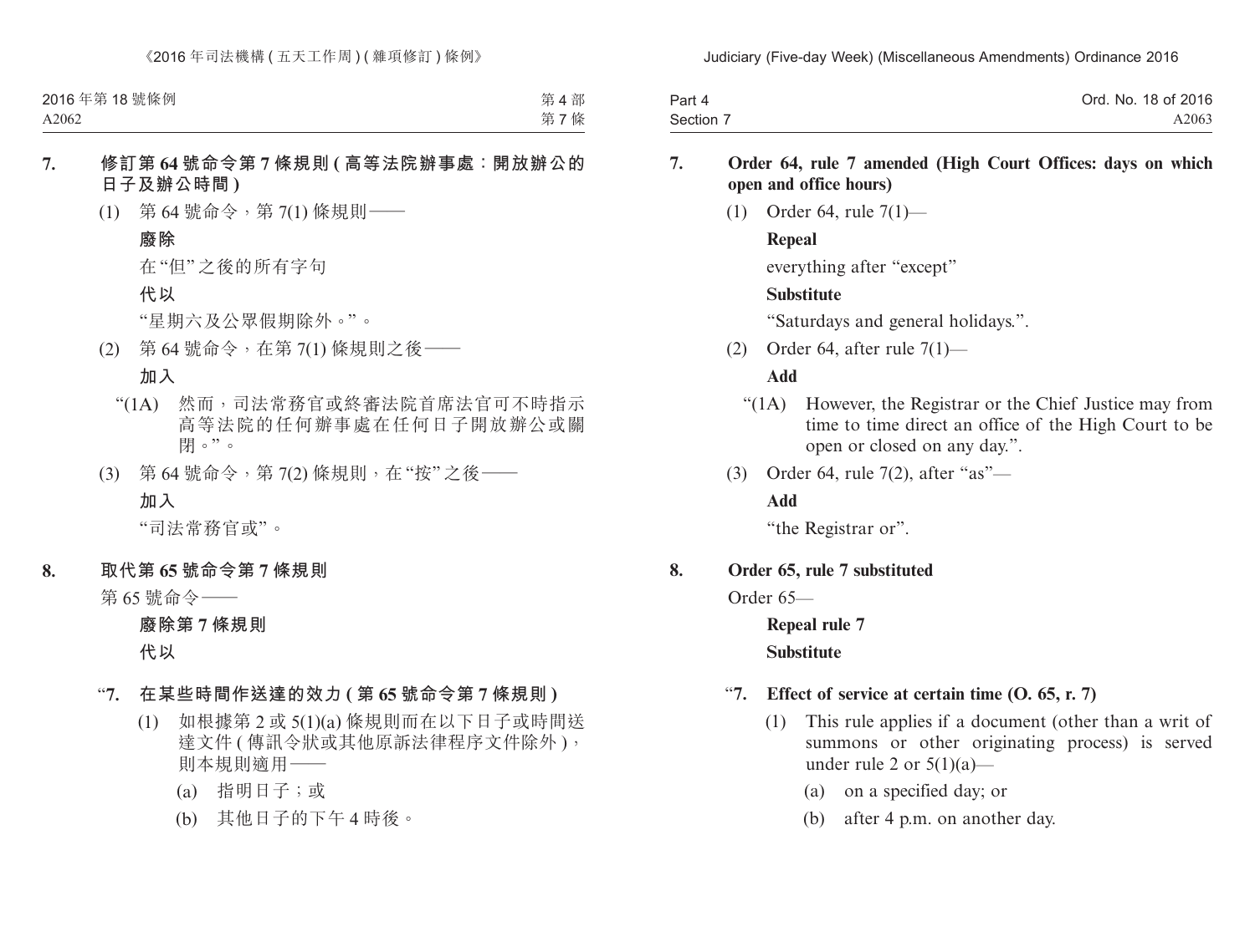**7. 修訂第 64 號命令第 7 條規則 (高等法院辦事處：開放辦公的日子及辦公時間)**

(1) 第 64 號命令，第 7(1) 條規則——

**廢除**

在“但”之後的所有字句

**代以**

“星期六及公眾假期除外。”。

(2) 第 64 號命令，在第 7(1) 條規則之後——

**加入**

“(1A) 然而，司法常務官或終審法院首席法官可不時指示高等法院的任何辦事處在任何日子開放辦公或關閉。”。

(3) 第 64 號命令，第 7(2) 條規則，在“按”之後——

**加入**

“司法常務官或”。

**8. 取代第 65 號命令第 7 條規則**

第 65 號命令——

**廢除第 7 條規則**

**代以**

“**7. 在某些時間作送達的效力 (第 65 號命令第 7 條規則)**

(1) 如根據第 2 或 5(1)(a) 條規則而在以下日子或時間送達文件 (傳訊令狀或其他原訴法律程序文件除外)，則本規則適用——

(a) 指明日子；或

(b) 其他日子的下午 4 時後。

**7. Order 64, rule 7 amended (High Court Offices: days on which open and office hours)**

(1) Order 64, rule 7(1)—

**Repeal**

everything after “except”

**Substitute**

“Saturdays and general holidays.”.

(2) Order 64, after rule 7(1)—

**Add**

“(1A) However, the Registrar or the Chief Justice may from time to time direct an office of the High Court to be open or closed on any day.”.

(3) Order 64, rule 7(2), after “as”—

**Add**

“the Registrar or”.

**8. Order 65, rule 7 substituted**

Order 65—

**Repeal rule 7**

**Substitute**

“**7. Effect of service at certain time (O. 65, r. 7)**

(1) This rule applies if a document (other than a writ of summons or other originating process) is served under rule 2 or 5(1)(a)—

(a) on a specified day; or

(b) after 4 p.m. on another day.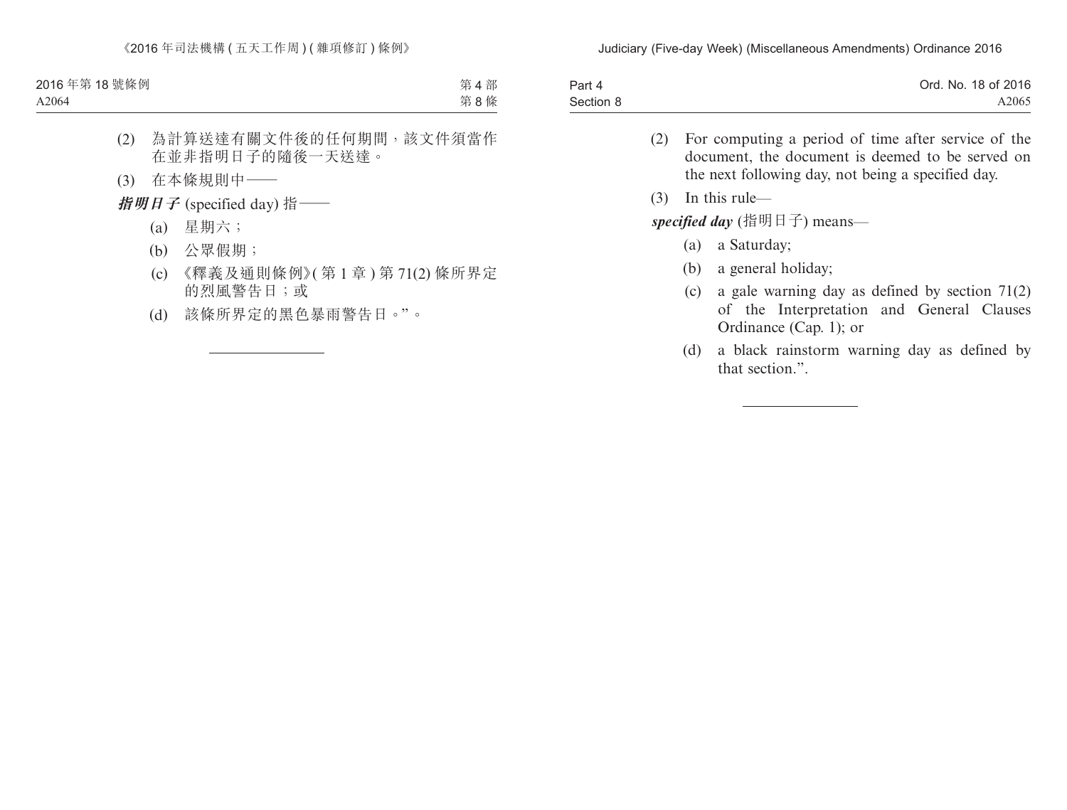(2) 為計算送達有關文件後的任何期間，該文件須當作在並非指明日子的隨後一天送達。

(3) 在本條規則中——

***指明日子*** (specified day) 指——

(a) 星期六；

(b) 公眾假期；

(c) 《釋義及通則條例》(第 1 章) 第 71(2) 條所界定的烈風警告日；或

(d) 該條所界定的黑色暴雨警告日。”。

---

(2) For computing a period of time after service of the document, the document is deemed to be served on the next following day, not being a specified day.

(3) In this rule—

***specified day*** (指明日子) means—

(a) a Saturday;

(b) a general holiday;

(c) a gale warning day as defined by section 71(2) of the Interpretation and General Clauses Ordinance (Cap. 1); or

(d) a black rainstorm warning day as defined by that section.”.

---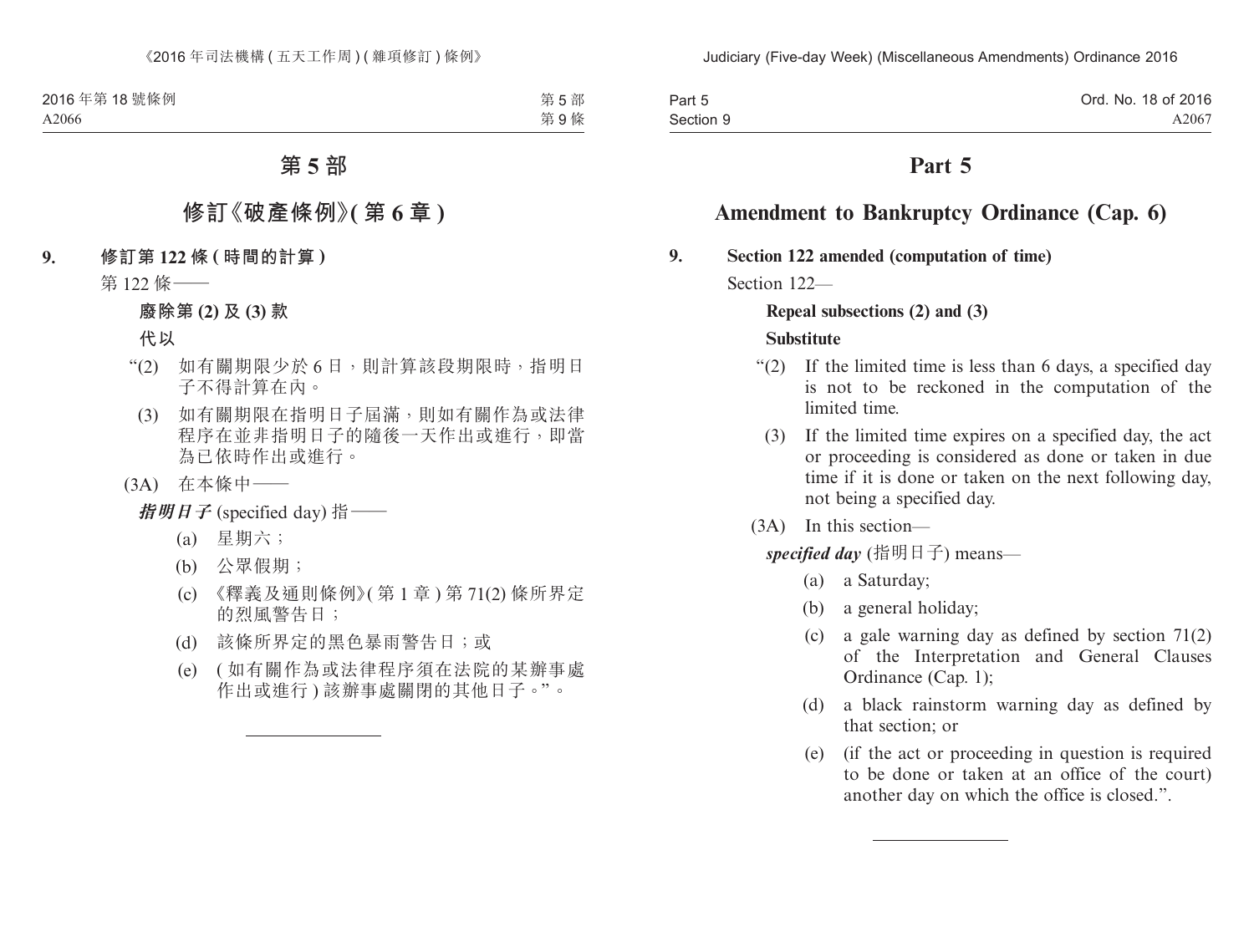# 第 5 部

## 修訂《破產條例》(第 6 章)

**9. 修訂第 122 條 (時間的計算)**

第 122 條——

**廢除第 (2) 及 (3) 款**

**代以**

“(2) 如有關期限少於 6 日，則計算該段期限時，指明日子不得計算在內。

(3) 如有關期限在指明日子屆滿，則如有關作為或法律程序在並非指明日子的隨後一天作出或進行，即當為已依時作出或進行。

(3A) 在本條中——

***指明日子*** (specified day) 指——

(a) 星期六；

(b) 公眾假期；

(c) 《釋義及通則條例》(第 1 章) 第 71(2) 條所界定的烈風警告日；

(d) 該條所界定的黑色暴雨警告日；或

(e) (如有關作為或法律程序須在法院的某辦事處作出或進行) 該辦事處關閉的其他日子。”。

# Part 5

## Amendment to Bankruptcy Ordinance (Cap. 6)

**9. Section 122 amended (computation of time)**

Section 122—

**Repeal subsections (2) and (3)**

**Substitute**

“(2) If the limited time is less than 6 days, a specified day is not to be reckoned in the computation of the limited time.

(3) If the limited time expires on a specified day, the act or proceeding is considered as done or taken in due time if it is done or taken on the next following day, not being a specified day.

(3A) In this section—

***specified day*** (指明日子) means—

(a) a Saturday;

(b) a general holiday;

(c) a gale warning day as defined by section 71(2) of the Interpretation and General Clauses Ordinance (Cap. 1);

(d) a black rainstorm warning day as defined by that section; or

(e) (if the act or proceeding in question is required to be done or taken at an office of the court) another day on which the office is closed.”.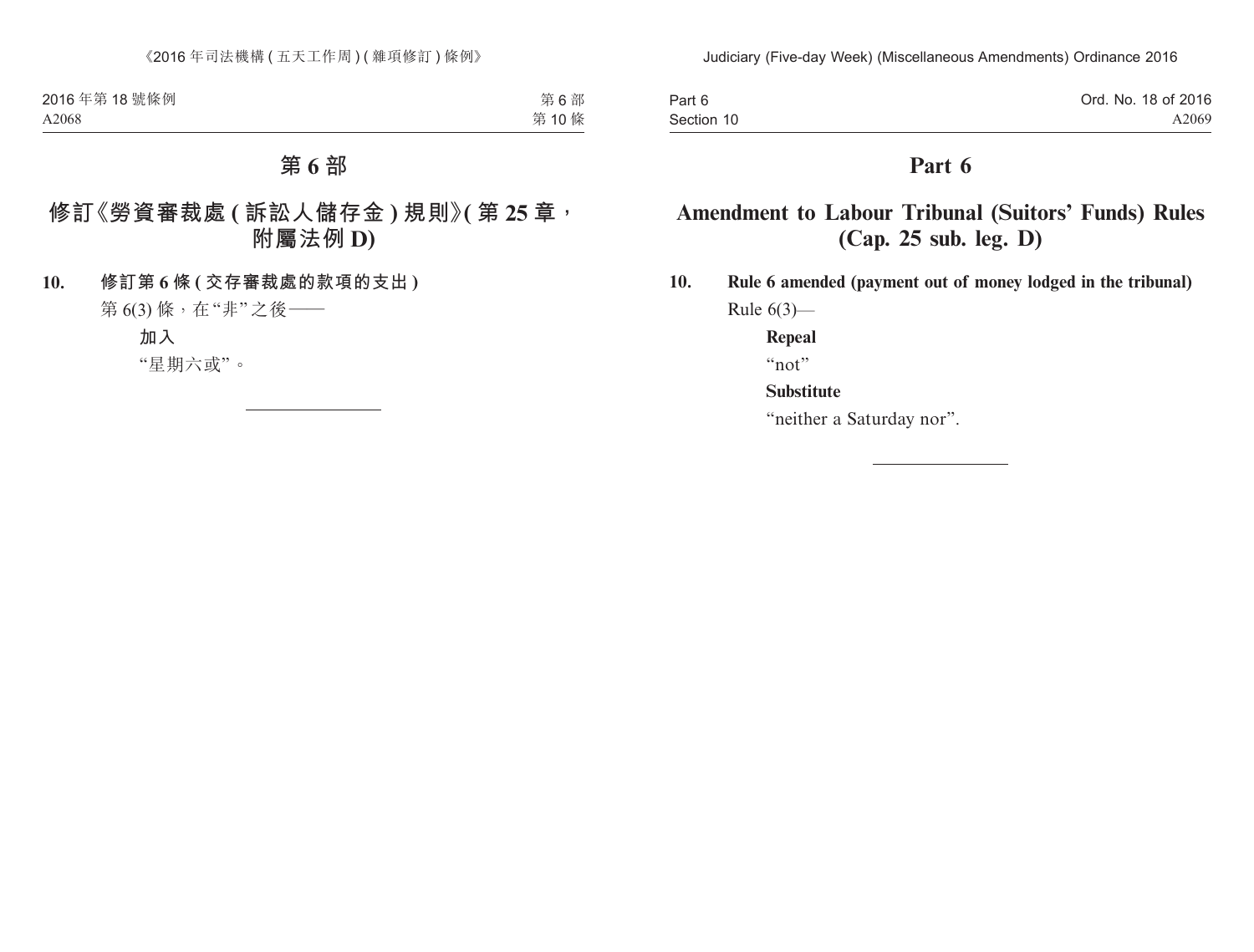# 第 6 部

## 修訂《勞資審裁處 (訴訟人儲存金) 規則》(第 25 章，附屬法例 D)

**10. 修訂第 6 條 (交存審裁處的款項的支出)**

第 6(3) 條，在“非”之後——

**加入**

“星期六或”。

---

# Part 6

## Amendment to Labour Tribunal (Suitors' Funds) Rules (Cap. 25 sub. leg. D)

**10. Rule 6 amended (payment out of money lodged in the tribunal)**

Rule 6(3)—

**Repeal**

“not”

**Substitute**

“neither a Saturday nor”.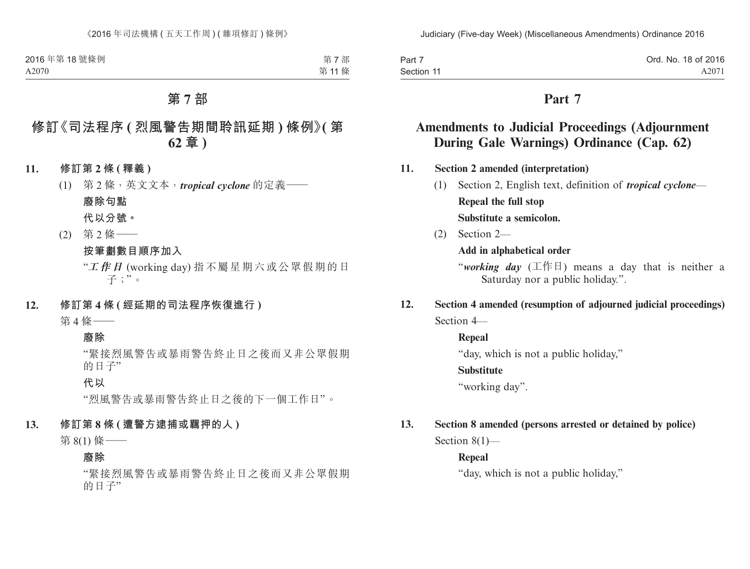# 第 7 部

## 修訂《司法程序 ( 烈風警告期間聆訊延期 ) 條例》( 第 62 章 )

**11. 修訂第 2 條 ( 釋義 )**

(1) 第 2 條，英文文本，***tropical cyclone*** 的定義——

**廢除句點**

**代以分號。**

(2) 第 2 條——

**按筆劃數目順序加入**

“***工作日*** (working day) 指不屬星期六或公眾假期的日子；”。

**12. 修訂第 4 條 ( 經延期的司法程序恢復進行 )**

第 4 條——

**廢除**

“緊接烈風警告或暴雨警告終止日之後而又非公眾假期的日子”

**代以**

“烈風警告或暴雨警告終止日之後的下一個工作日”。

**13. 修訂第 8 條 ( 遭警方逮捕或羈押的人 )**

第 8(1) 條——

**廢除**

“緊接烈風警告或暴雨警告終止日之後而又非公眾假期的日子”

# Part 7

## Amendments to Judicial Proceedings (Adjournment During Gale Warnings) Ordinance (Cap. 62)

**11. Section 2 amended (interpretation)**

(1) Section 2, English text, definition of ***tropical cyclone***—

**Repeal the full stop**

**Substitute a semicolon.**

(2) Section 2—

**Add in alphabetical order**

“***working day*** (工作日) means a day that is neither a Saturday nor a public holiday.”.

**12. Section 4 amended (resumption of adjourned judicial proceedings)**

Section 4—

**Repeal**

“day, which is not a public holiday,”

**Substitute**

“working day”.

**13. Section 8 amended (persons arrested or detained by police)**

Section 8(1)—

**Repeal**

“day, which is not a public holiday,”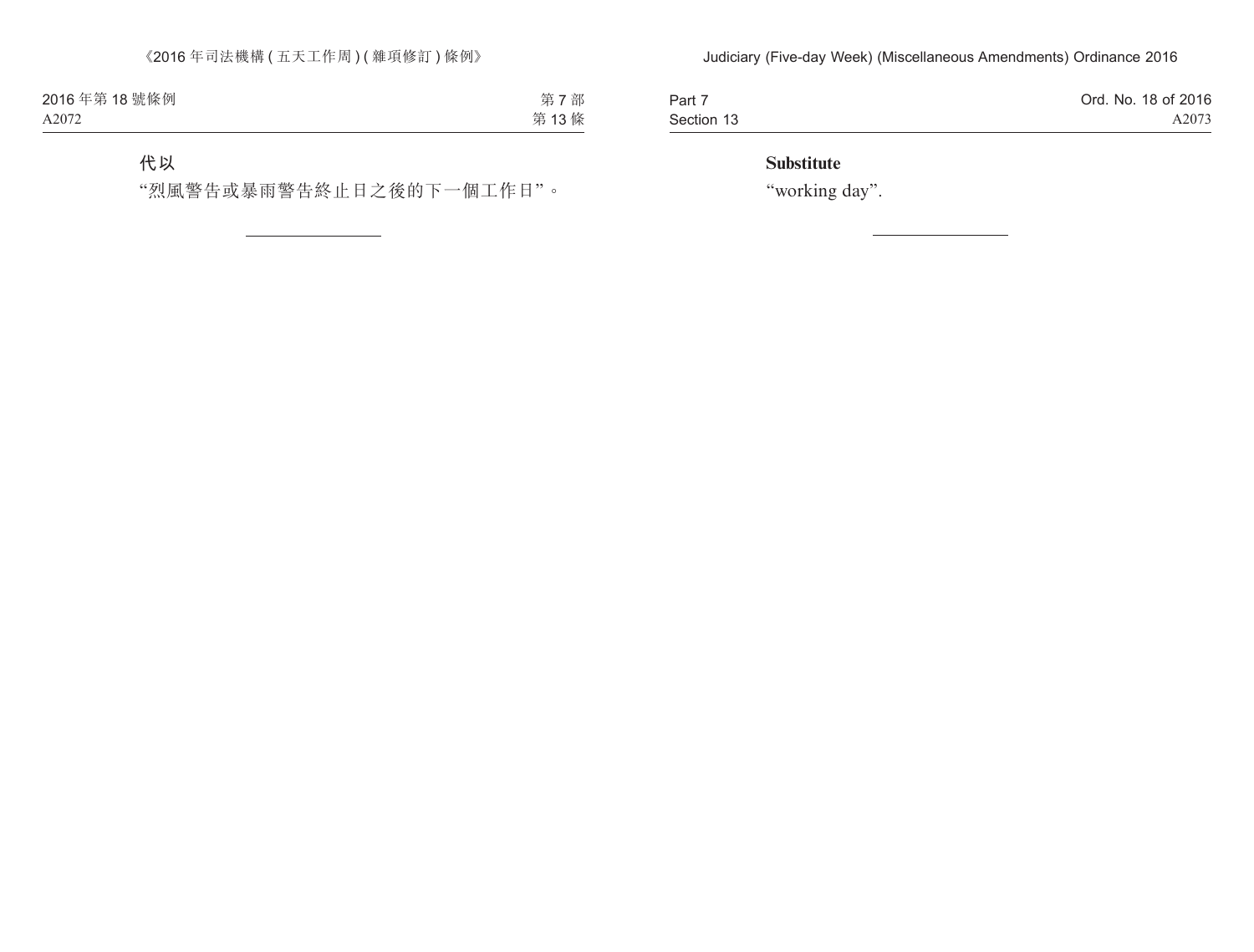**代以**

"烈風警告或暴雨警告終止日之後的下一個工作日"。

---

**Substitute**

"working day".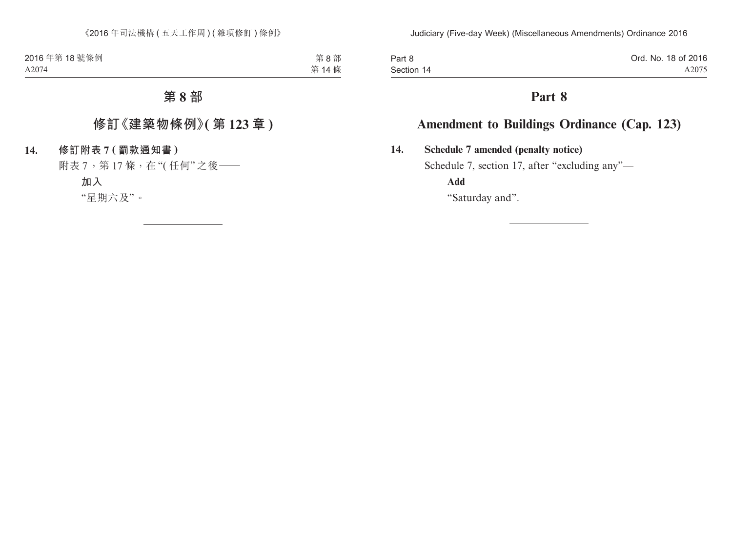# 第 8 部

## 修訂《建築物條例》(第 123 章)

**14. 修訂附表 7 (罰款通知書)**

附表 7,第 17 條,在 "(任何" 之後——

**加入**

"星期六及"。

# Part 8

## Amendment to Buildings Ordinance (Cap. 123)

**14. Schedule 7 amended (penalty notice)**

Schedule 7, section 17, after "excluding any"—

**Add**

"Saturday and".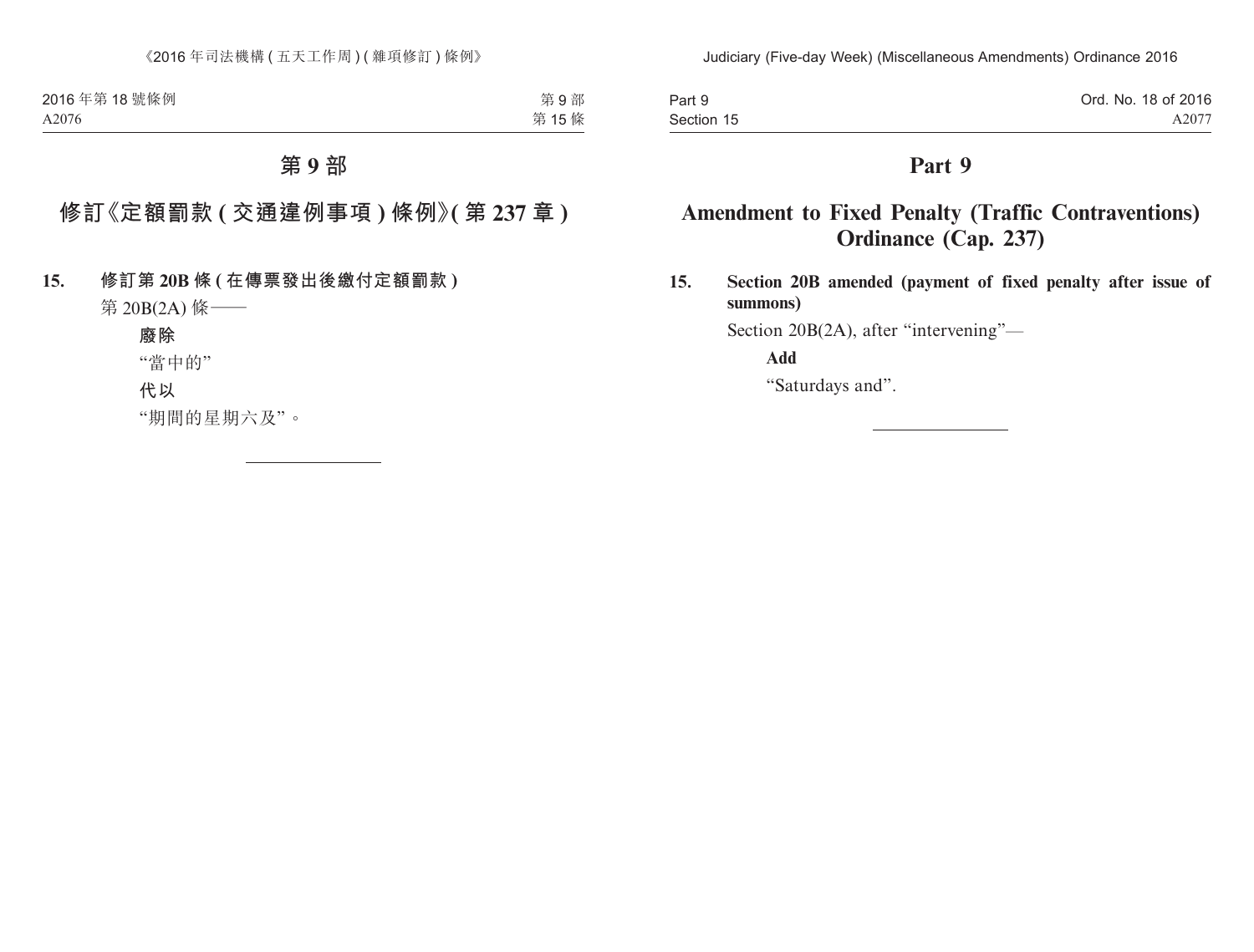# 第 9 部

## 修訂《定額罰款 (交通違例事項) 條例》(第 237 章)

**15. 修訂第 20B 條 (在傳票發出後繳付定額罰款)**

第 20B(2A) 條——

**廢除**

"當中的"

**代以**

"期間的星期六及"。

# Part 9

## Amendment to Fixed Penalty (Traffic Contraventions) Ordinance (Cap. 237)

**15. Section 20B amended (payment of fixed penalty after issue of summons)**

Section 20B(2A), after "intervening"—

**Add**

"Saturdays and".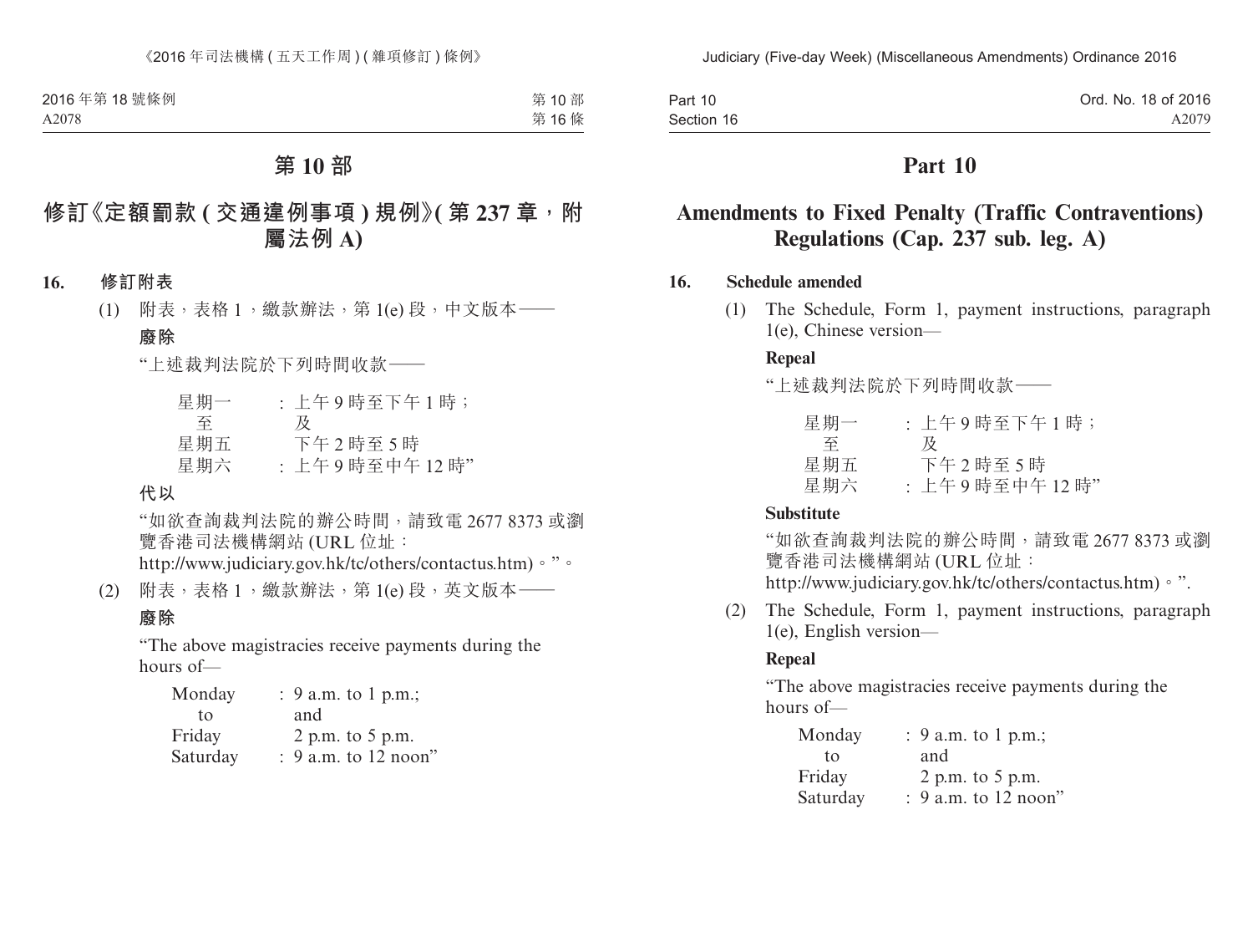# 第 10 部

## 修訂《定額罰款 ( 交通違例事項 ) 規例》( 第 237 章，附屬法例 A)

**16. 修訂附表**

(1) 附表，表格 1，繳款辦法，第 1(e) 段，中文版本——

**廢除**

“上述裁判法院於下列時間收款——

| | |
|---|---|
| 星期一 至 星期五 | : 上午 9 時至下午 1 時；及 下午 2 時至 5 時 |
| 星期六 | : 上午 9 時至中午 12 時” |

**代以**

“如欲查詢裁判法院的辦公時間，請致電 2677 8373 或瀏覽香港司法機構網站 (URL 位址：http://www.judiciary.gov.hk/tc/others/contactus.htm)。”。

(2) 附表，表格 1，繳款辦法，第 1(e) 段，英文版本——

**廢除**

“The above magistracies receive payments during the hours of—

| | |
|---|---|
| Monday to Friday | : 9 a.m. to 1 p.m.; and 2 p.m. to 5 p.m. |
| Saturday | : 9 a.m. to 12 noon” |

# Part 10

## Amendments to Fixed Penalty (Traffic Contraventions) Regulations (Cap. 237 sub. leg. A)

**16. Schedule amended**

(1) The Schedule, Form 1, payment instructions, paragraph 1(e), Chinese version—

**Repeal**

“上述裁判法院於下列時間收款——

| | |
|---|---|
| 星期一 至 星期五 | : 上午 9 時至下午 1 時；及 下午 2 時至 5 時 |
| 星期六 | : 上午 9 時至中午 12 時” |

**Substitute**

“如欲查詢裁判法院的辦公時間，請致電 2677 8373 或瀏覽香港司法機構網站 (URL 位址：http://www.judiciary.gov.hk/tc/others/contactus.htm)。”.

(2) The Schedule, Form 1, payment instructions, paragraph 1(e), English version—

**Repeal**

“The above magistracies receive payments during the hours of—

| | |
|---|---|
| Monday to Friday | : 9 a.m. to 1 p.m.; and 2 p.m. to 5 p.m. |
| Saturday | : 9 a.m. to 12 noon” |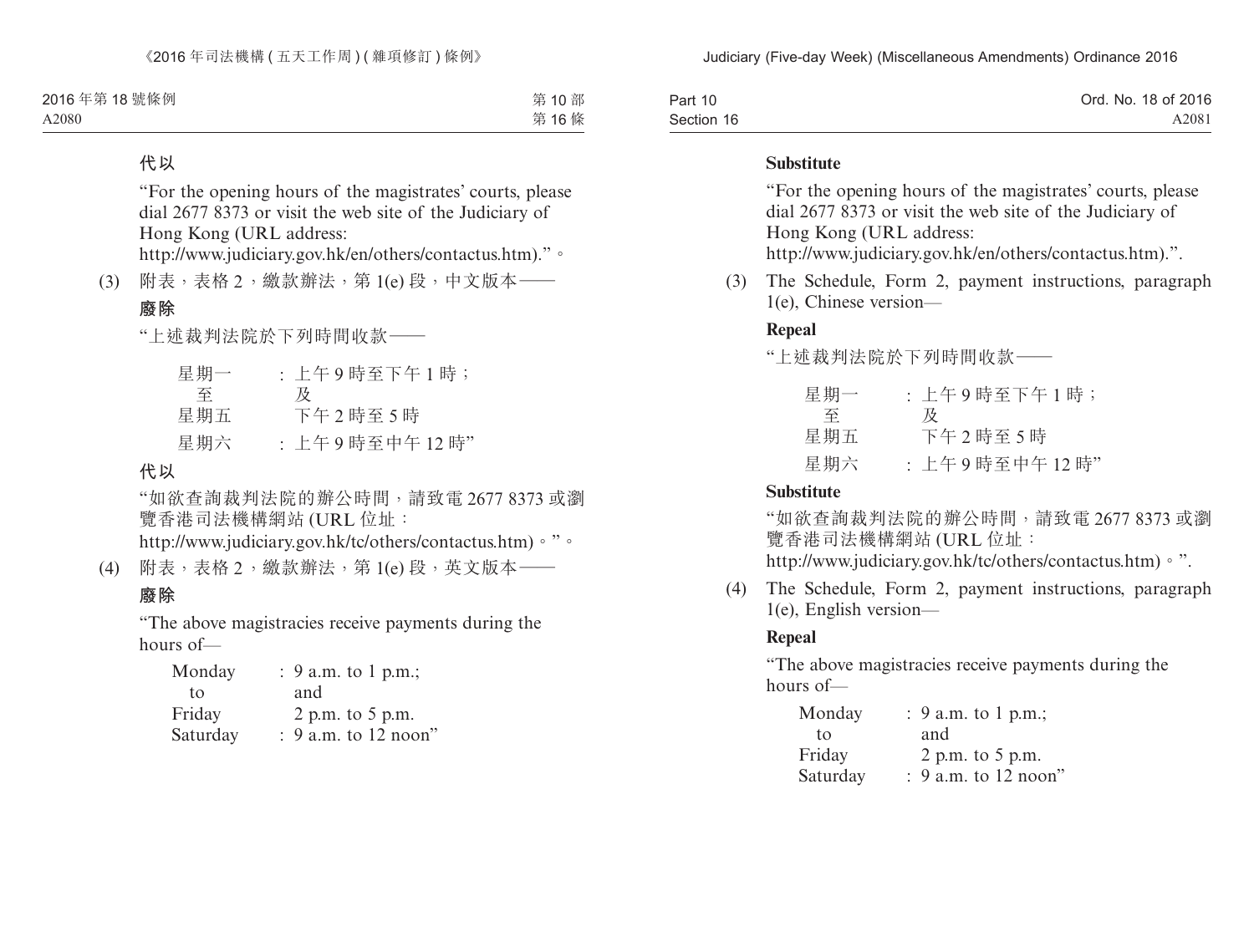**代以**

"For the opening hours of the magistrates' courts, please dial 2677 8373 or visit the web site of the Judiciary of Hong Kong (URL address: http://www.judiciary.gov.hk/en/others/contactus.htm)."。

(3) 附表，表格 2，繳款辦法，第 1(e) 段，中文版本——

**廢除**

"上述裁判法院於下列時間收款——

| | |
|---|---|
| 星期一至星期五 | ：上午 9 時至下午 1 時；及下午 2 時至 5 時 |
| 星期六 | ：上午 9 時至中午 12 時" |

**代以**

"如欲查詢裁判法院的辦公時間，請致電 2677 8373 或瀏覽香港司法機構網站 (URL 位址：http://www.judiciary.gov.hk/tc/others/contactus.htm)。"。

(4) 附表，表格 2，繳款辦法，第 1(e) 段，英文版本——

**廢除**

"The above magistracies receive payments during the hours of—

| | |
|---|---|
| Monday to Friday | : 9 a.m. to 1 p.m.; and 2 p.m. to 5 p.m. |
| Saturday | : 9 a.m. to 12 noon" |

**Substitute**

"For the opening hours of the magistrates' courts, please dial 2677 8373 or visit the web site of the Judiciary of Hong Kong (URL address: http://www.judiciary.gov.hk/en/others/contactus.htm).".

(3) The Schedule, Form 2, payment instructions, paragraph 1(e), Chinese version—

**Repeal**

"上述裁判法院於下列時間收款——

| | |
|---|---|
| 星期一至星期五 | ：上午 9 時至下午 1 時；及下午 2 時至 5 時 |
| 星期六 | ：上午 9 時至中午 12 時" |

**Substitute**

"如欲查詢裁判法院的辦公時間，請致電 2677 8373 或瀏覽香港司法機構網站 (URL 位址：http://www.judiciary.gov.hk/tc/others/contactus.htm)。".

(4) The Schedule, Form 2, payment instructions, paragraph 1(e), English version—

**Repeal**

"The above magistracies receive payments during the hours of—

| | |
|---|---|
| Monday to Friday | : 9 a.m. to 1 p.m.; and 2 p.m. to 5 p.m. |
| Saturday | : 9 a.m. to 12 noon" |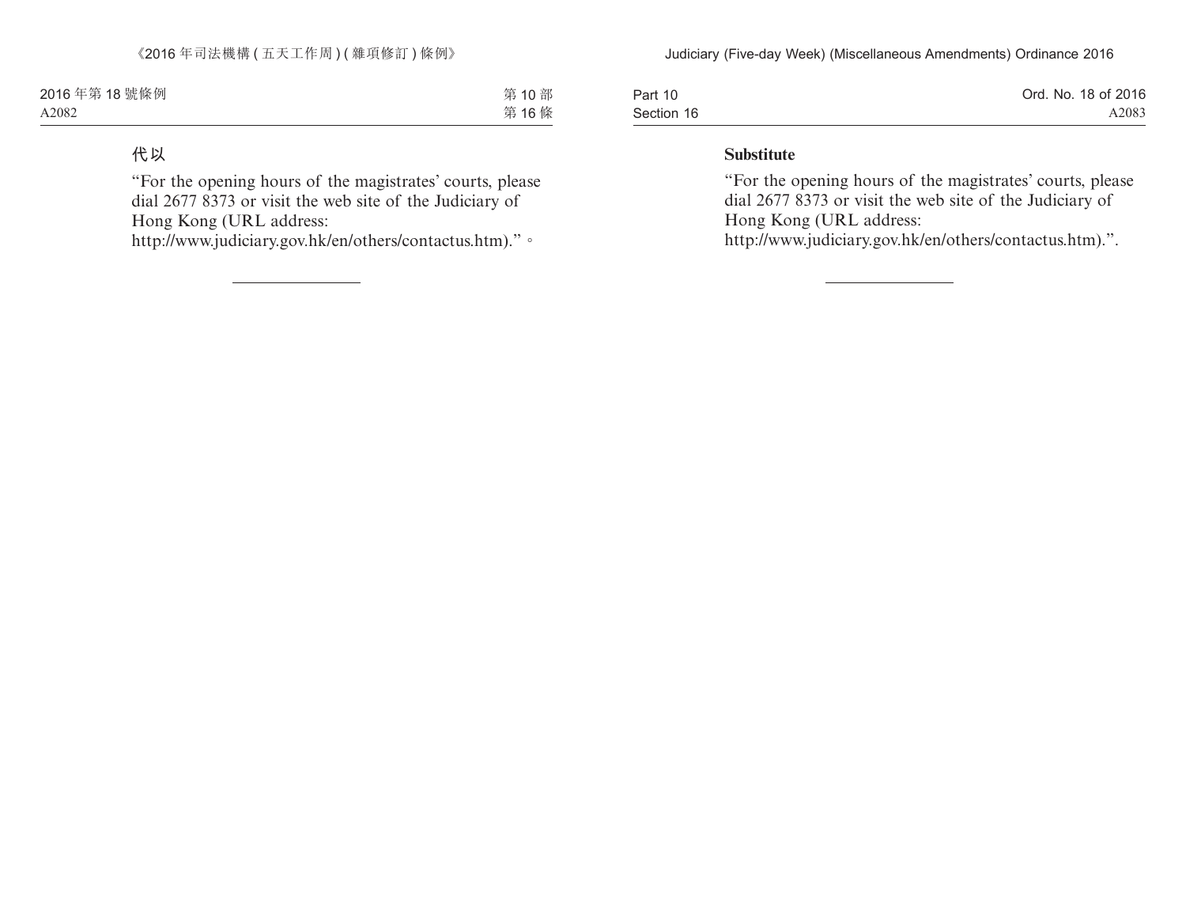代以

“For the opening hours of the magistrates’ courts, please dial 2677 8373 or visit the web site of the Judiciary of Hong Kong (URL address: http://www.judiciary.gov.hk/en/others/contactus.htm).”。

**Substitute**

“For the opening hours of the magistrates’ courts, please dial 2677 8373 or visit the web site of the Judiciary of Hong Kong (URL address: http://www.judiciary.gov.hk/en/others/contactus.htm).”.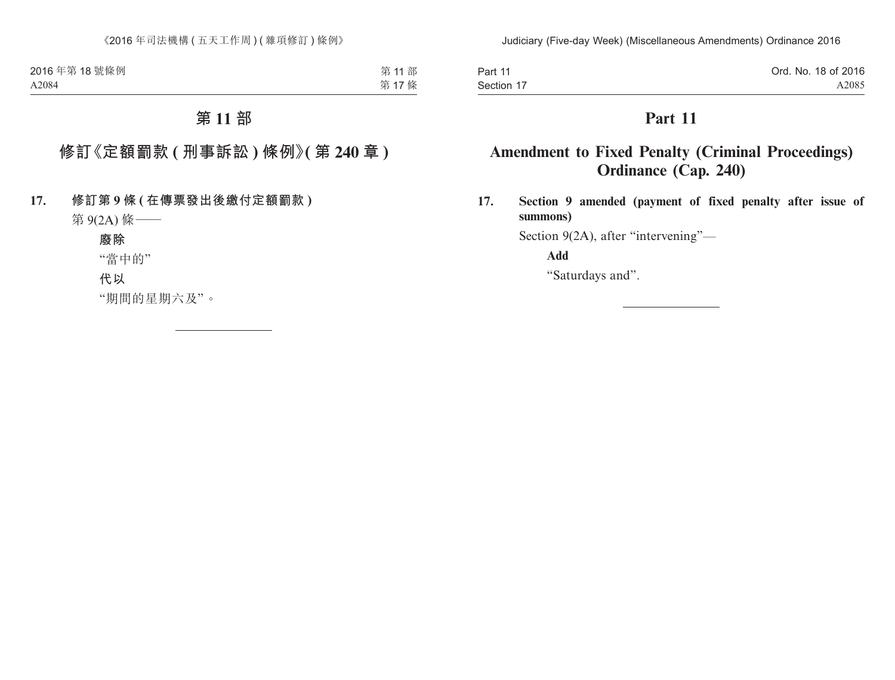# 第 11 部

## 修訂《定額罰款 ( 刑事訴訟 ) 條例》( 第 240 章 )

**17. 修訂第 9 條 ( 在傳票發出後繳付定額罰款 )**

第 9(2A) 條——

**廢除**

“當中的”

**代以**

“期間的星期六及”。

# Part 11

## Amendment to Fixed Penalty (Criminal Proceedings) Ordinance (Cap. 240)

**17. Section 9 amended (payment of fixed penalty after issue of summons)**

Section 9(2A), after “intervening”—

**Add**

“Saturdays and”.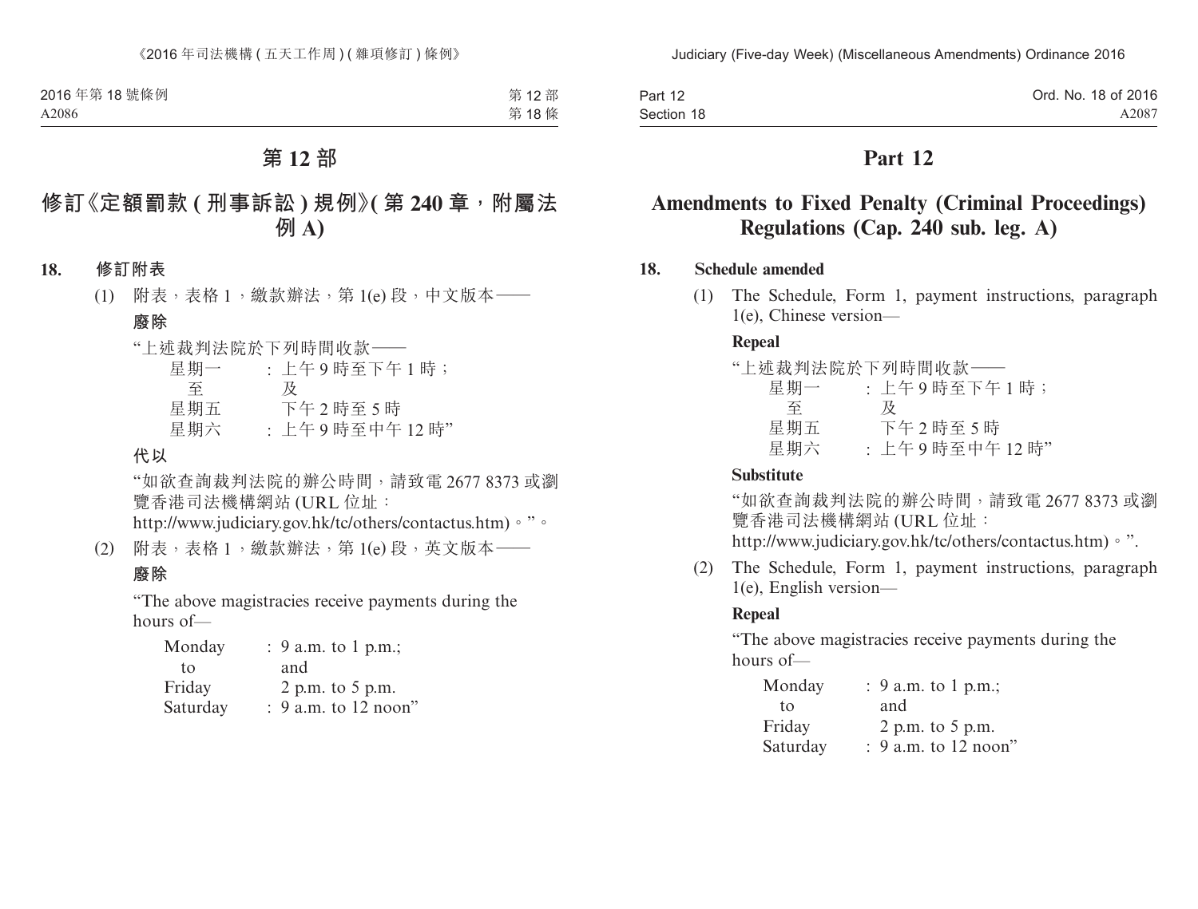# 第 12 部

## 修訂《定額罰款 ( 刑事訴訟 ) 規例》( 第 240 章，附屬法例 A)

**18. 修訂附表**

(1) 附表，表格 1，繳款辦法，第 1(e) 段，中文版本——

**廢除**

"上述裁判法院於下列時間收款——

| | |
|---|---|
| 星期一 至 星期五 | : 上午 9 時至下午 1 時；及 下午 2 時至 5 時 |
| 星期六 | : 上午 9 時至中午 12 時" |

**代以**

"如欲查詢裁判法院的辦公時間，請致電 2677 8373 或瀏覽香港司法機構網站 (URL 位址：http://www.judiciary.gov.hk/tc/others/contactus.htm)。"。

(2) 附表，表格 1，繳款辦法，第 1(e) 段，英文版本——

**廢除**

"The above magistracies receive payments during the hours of—

| | |
|---|---|
| Monday to Friday | : 9 a.m. to 1 p.m.; and 2 p.m. to 5 p.m. |
| Saturday | : 9 a.m. to 12 noon" |

# Part 12

## Amendments to Fixed Penalty (Criminal Proceedings) Regulations (Cap. 240 sub. leg. A)

**18. Schedule amended**

(1) The Schedule, Form 1, payment instructions, paragraph 1(e), Chinese version—

**Repeal**

"上述裁判法院於下列時間收款——

| | |
|---|---|
| 星期一 至 星期五 | : 上午 9 時至下午 1 時；及 下午 2 時至 5 時 |
| 星期六 | : 上午 9 時至中午 12 時" |

**Substitute**

"如欲查詢裁判法院的辦公時間，請致電 2677 8373 或瀏覽香港司法機構網站 (URL 位址：http://www.judiciary.gov.hk/tc/others/contactus.htm)。".

(2) The Schedule, Form 1, payment instructions, paragraph 1(e), English version—

**Repeal**

"The above magistracies receive payments during the hours of—

| | |
|---|---|
| Monday to Friday | : 9 a.m. to 1 p.m.; and 2 p.m. to 5 p.m. |
| Saturday | : 9 a.m. to 12 noon" |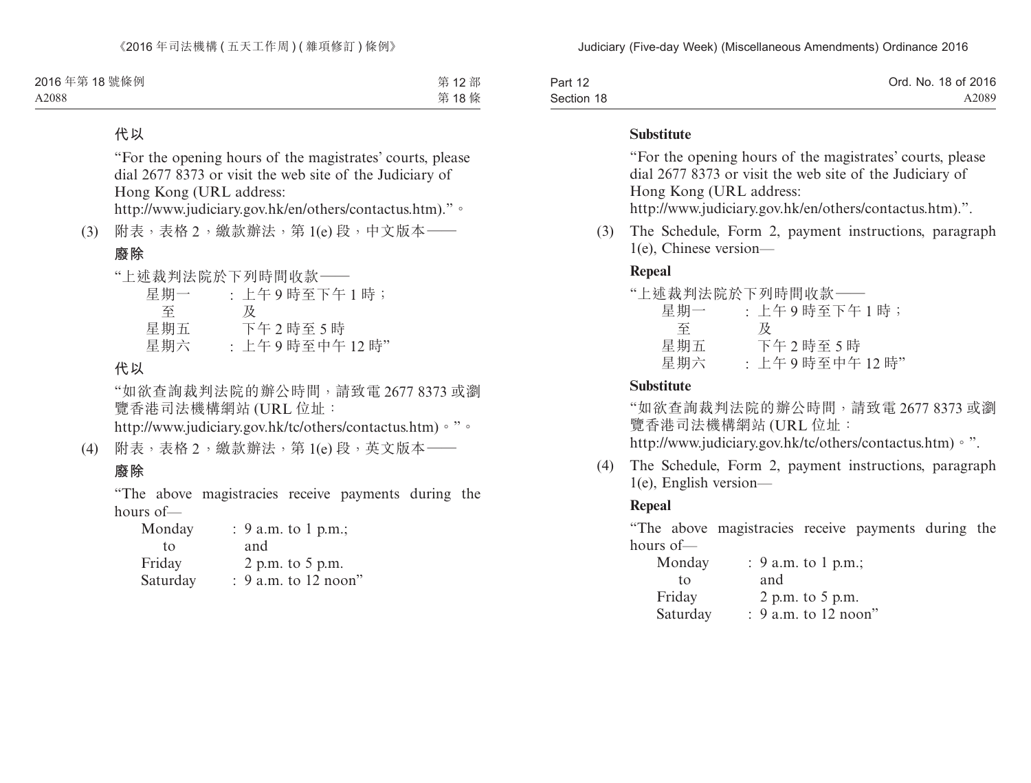**代以**

"For the opening hours of the magistrates' courts, please dial 2677 8373 or visit the web site of the Judiciary of Hong Kong (URL address: http://www.judiciary.gov.hk/en/others/contactus.htm)."。

(3) 附表，表格 2，繳款辦法，第 1(e) 段，中文版本——

**廢除**

"上述裁判法院於下列時間收款——

| | |
|---|---|
| 星期一 | ：上午 9 時至下午 1 時； |
| 至 | 及 |
| 星期五 | 下午 2 時至 5 時 |
| 星期六 | ：上午 9 時至中午 12 時" |

**代以**

"如欲查詢裁判法院的辦公時間，請致電 2677 8373 或瀏覽香港司法機構網站 (URL 位址：http://www.judiciary.gov.hk/tc/others/contactus.htm)。"。

(4) 附表，表格 2，繳款辦法，第 1(e) 段，英文版本——

**廢除**

"The above magistracies receive payments during the hours of—

| | |
|---|---|
| Monday | : 9 a.m. to 1 p.m.; |
| to | and |
| Friday | 2 p.m. to 5 p.m. |
| Saturday | : 9 a.m. to 12 noon" |

**Substitute**

"For the opening hours of the magistrates' courts, please dial 2677 8373 or visit the web site of the Judiciary of Hong Kong (URL address: http://www.judiciary.gov.hk/en/others/contactus.htm).".

(3) The Schedule, Form 2, payment instructions, paragraph 1(e), Chinese version—

**Repeal**

"上述裁判法院於下列時間收款——

| | |
|---|---|
| 星期一 | ：上午 9 時至下午 1 時； |
| 至 | 及 |
| 星期五 | 下午 2 時至 5 時 |
| 星期六 | ：上午 9 時至中午 12 時" |

**Substitute**

"如欲查詢裁判法院的辦公時間，請致電 2677 8373 或瀏覽香港司法機構網站 (URL 位址：http://www.judiciary.gov.hk/tc/others/contactus.htm)。".

(4) The Schedule, Form 2, payment instructions, paragraph 1(e), English version—

**Repeal**

"The above magistracies receive payments during the hours of—

| | |
|---|---|
| Monday | : 9 a.m. to 1 p.m.; |
| to | and |
| Friday | 2 p.m. to 5 p.m. |
| Saturday | : 9 a.m. to 12 noon" |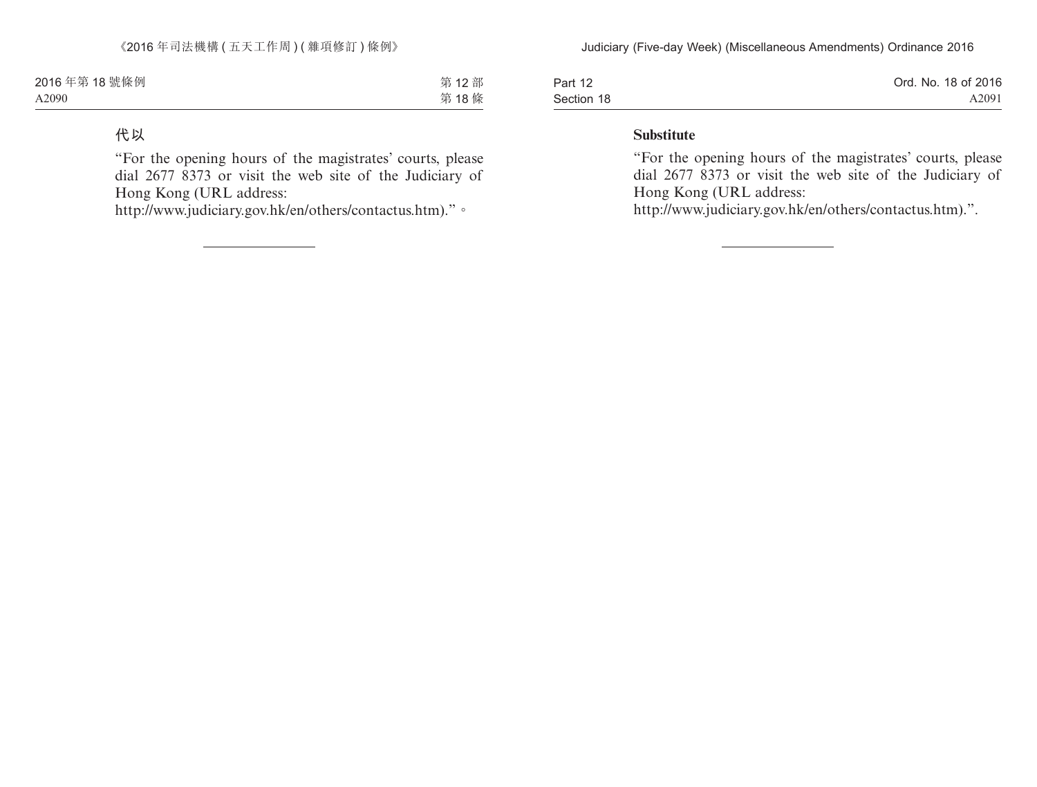代以

“For the opening hours of the magistrates’ courts, please dial 2677 8373 or visit the web site of the Judiciary of Hong Kong (URL address: http://www.judiciary.gov.hk/en/others/contactus.htm).”。

---

**Substitute**

“For the opening hours of the magistrates’ courts, please dial 2677 8373 or visit the web site of the Judiciary of Hong Kong (URL address: http://www.judiciary.gov.hk/en/others/contactus.htm).”.

---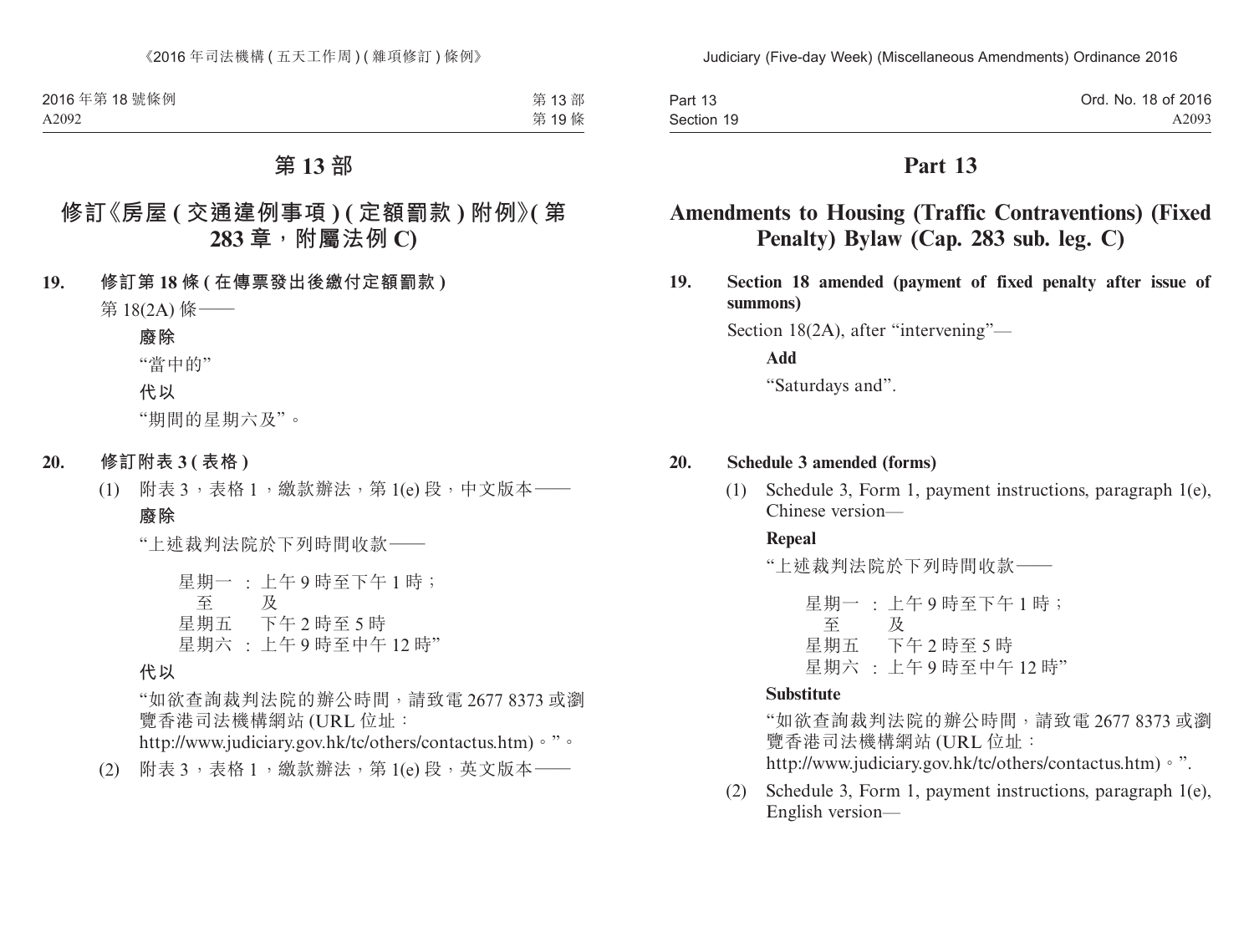# 第 13 部

## 修訂《房屋 ( 交通違例事項 ) ( 定額罰款 ) 附例》( 第 283 章，附屬法例 C)

**19. 修訂第 18 條 ( 在傳票發出後繳付定額罰款 )**

第 18(2A) 條——

**廢除**

“當中的”

**代以**

“期間的星期六及”。

**20. 修訂附表 3 ( 表格 )**

(1) 附表 3，表格 1，繳款辦法，第 1(e) 段，中文版本——

**廢除**

“上述裁判法院於下列時間收款——

星期一 : 上午 9 時至下午 1 時；
至 及
星期五 下午 2 時至 5 時
星期六 : 上午 9 時至中午 12 時”

**代以**

“如欲查詢裁判法院的辦公時間，請致電 2677 8373 或瀏覽香港司法機構網站 (URL 位址：http://www.judiciary.gov.hk/tc/others/contactus.htm)。”。

(2) 附表 3，表格 1，繳款辦法，第 1(e) 段，英文版本——

# Part 13

## Amendments to Housing (Traffic Contraventions) (Fixed Penalty) Bylaw (Cap. 283 sub. leg. C)

**19. Section 18 amended (payment of fixed penalty after issue of summons)**

Section 18(2A), after “intervening”—

**Add**

“Saturdays and”.

**20. Schedule 3 amended (forms)**

(1) Schedule 3, Form 1, payment instructions, paragraph 1(e), Chinese version—

**Repeal**

“上述裁判法院於下列時間收款——

星期一 : 上午 9 時至下午 1 時；
至 及
星期五 下午 2 時至 5 時
星期六 : 上午 9 時至中午 12 時”

**Substitute**

“如欲查詢裁判法院的辦公時間，請致電 2677 8373 或瀏覽香港司法機構網站 (URL 位址：http://www.judiciary.gov.hk/tc/others/contactus.htm)。”.

(2) Schedule 3, Form 1, payment instructions, paragraph 1(e), English version—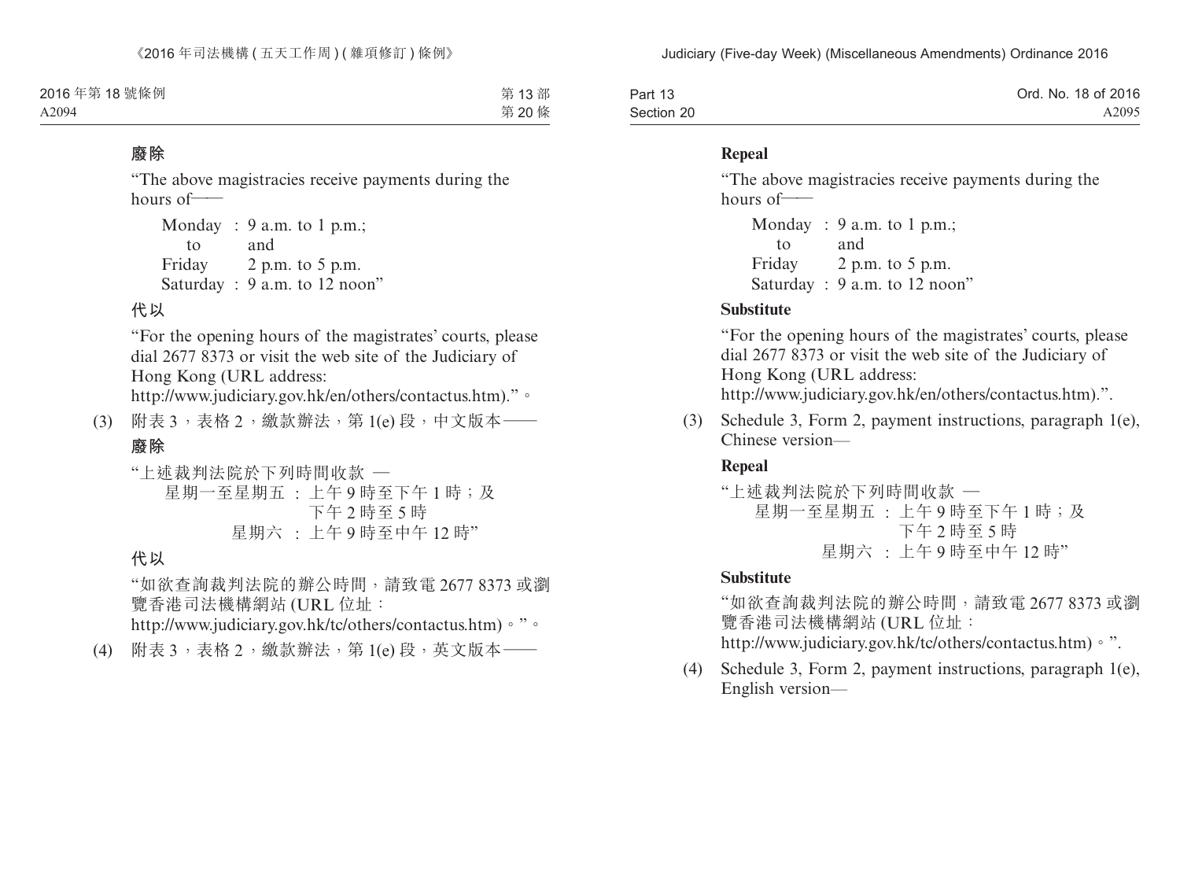**廢除**

"The above magistracies receive payments during the hours of—

Monday : 9 a.m. to 1 p.m.;
to and
Friday 2 p.m. to 5 p.m.
Saturday : 9 a.m. to 12 noon"

**代以**

"For the opening hours of the magistrates' courts, please dial 2677 8373 or visit the web site of the Judiciary of Hong Kong (URL address: http://www.judiciary.gov.hk/en/others/contactus.htm)."。

(3) 附表 3，表格 2，繳款辦法，第 1(e) 段，中文版本——

**廢除**

"上述裁判法院於下列時間收款 —
星期一至星期五 : 上午 9 時至下午 1 時；及
下午 2 時至 5 時
星期六 : 上午 9 時至中午 12 時"

**代以**

"如欲查詢裁判法院的辦公時間，請致電 2677 8373 或瀏覽香港司法機構網站 (URL 位址：http://www.judiciary.gov.hk/tc/others/contactus.htm)。"。

(4) 附表 3，表格 2，繳款辦法，第 1(e) 段，英文版本——

**Repeal**

"The above magistracies receive payments during the hours of—

Monday : 9 a.m. to 1 p.m.;
to and
Friday 2 p.m. to 5 p.m.
Saturday : 9 a.m. to 12 noon"

**Substitute**

"For the opening hours of the magistrates' courts, please dial 2677 8373 or visit the web site of the Judiciary of Hong Kong (URL address: http://www.judiciary.gov.hk/en/others/contactus.htm).".

(3) Schedule 3, Form 2, payment instructions, paragraph 1(e), Chinese version—

**Repeal**

"上述裁判法院於下列時間收款 —
星期一至星期五 : 上午 9 時至下午 1 時；及
下午 2 時至 5 時
星期六 : 上午 9 時至中午 12 時"

**Substitute**

"如欲查詢裁判法院的辦公時間，請致電 2677 8373 或瀏覽香港司法機構網站 (URL 位址：http://www.judiciary.gov.hk/tc/others/contactus.htm)。".

(4) Schedule 3, Form 2, payment instructions, paragraph 1(e), English version—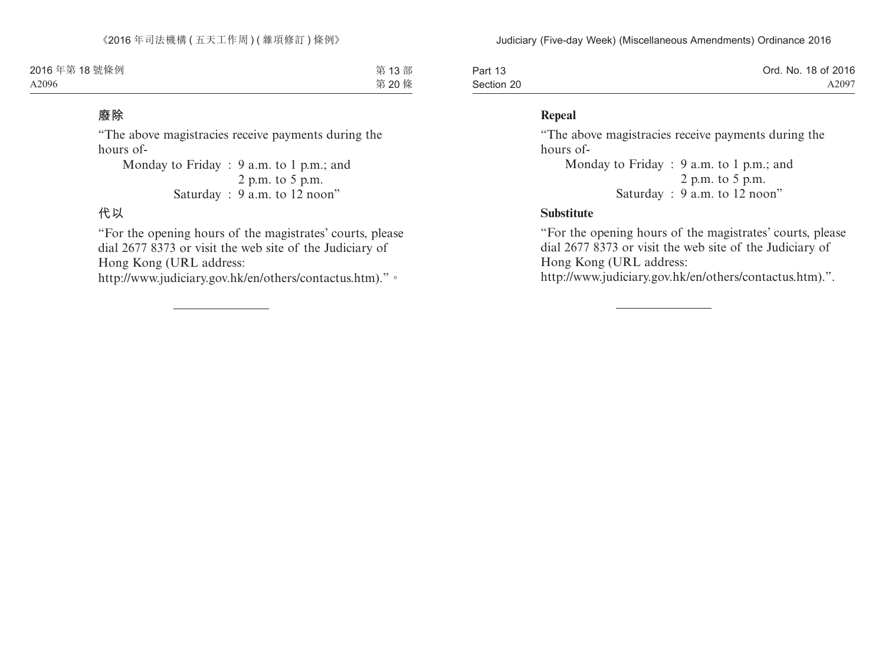**廢除**

"The above magistracies receive payments during the hours of-

Monday to Friday : 9 a.m. to 1 p.m.; and
2 p.m. to 5 p.m.
Saturday : 9 a.m. to 12 noon"

**代以**

"For the opening hours of the magistrates' courts, please dial 2677 8373 or visit the web site of the Judiciary of Hong Kong (URL address: http://www.judiciary.gov.hk/en/others/contactus.htm)."。

---

**Repeal**

"The above magistracies receive payments during the hours of-

Monday to Friday : 9 a.m. to 1 p.m.; and
2 p.m. to 5 p.m.
Saturday : 9 a.m. to 12 noon"

**Substitute**

"For the opening hours of the magistrates' courts, please dial 2677 8373 or visit the web site of the Judiciary of Hong Kong (URL address: http://www.judiciary.gov.hk/en/others/contactus.htm).".

---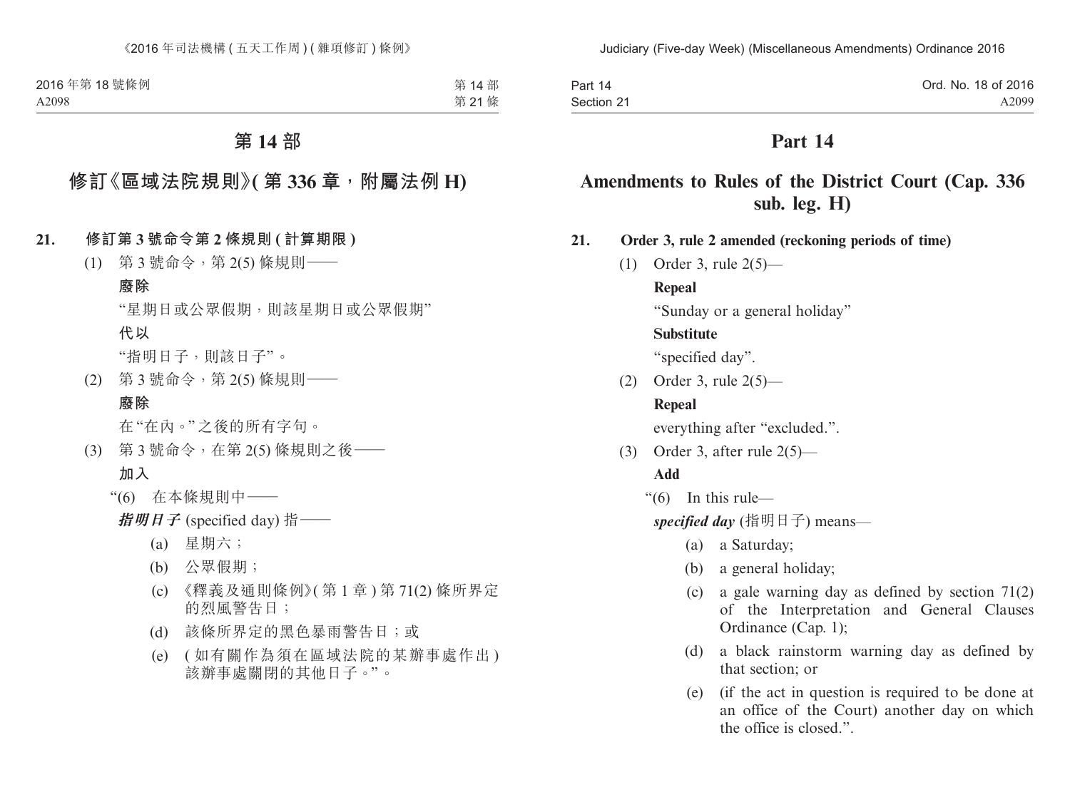# 第 14 部

## 修訂《區域法院規則》(第 336 章，附屬法例 H)

**21. 修訂第 3 號命令第 2 條規則 (計算期限)**

(1) 第 3 號命令，第 2(5) 條規則——

**廢除**

"星期日或公眾假期，則該星期日或公眾假期"

**代以**

"指明日子，則該日子"。

(2) 第 3 號命令，第 2(5) 條規則——

**廢除**

在"在內。"之後的所有字句。

(3) 第 3 號命令，在第 2(5) 條規則之後——

**加入**

"(6) 在本條規則中——

***指明日子*** (specified day) 指——

(a) 星期六；

(b) 公眾假期；

(c) 《釋義及通則條例》(第 1 章) 第 71(2) 條所界定的烈風警告日；

(d) 該條所界定的黑色暴雨警告日；或

(e) (如有關作為須在區域法院的某辦事處作出) 該辦事處關閉的其他日子。"。

# Part 14

## Amendments to Rules of the District Court (Cap. 336 sub. leg. H)

**21. Order 3, rule 2 amended (reckoning periods of time)**

(1) Order 3, rule 2(5)—

**Repeal**

"Sunday or a general holiday"

**Substitute**

"specified day".

(2) Order 3, rule 2(5)—

**Repeal**

everything after "excluded.".

(3) Order 3, after rule 2(5)—

**Add**

"(6) In this rule—

***specified day*** (指明日子) means—

(a) a Saturday;

(b) a general holiday;

(c) a gale warning day as defined by section 71(2) of the Interpretation and General Clauses Ordinance (Cap. 1);

(d) a black rainstorm warning day as defined by that section; or

(e) (if the act in question is required to be done at an office of the Court) another day on which the office is closed.".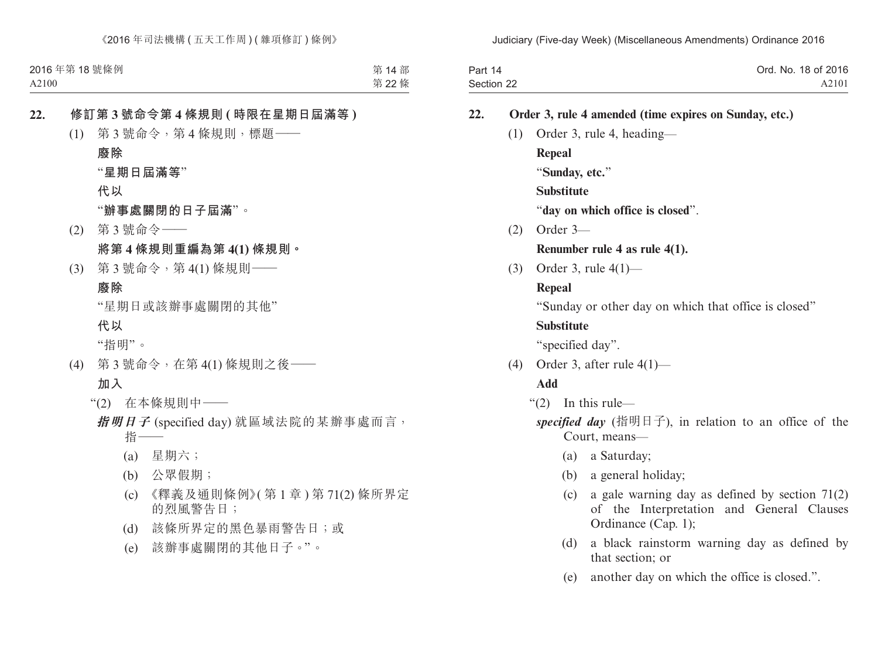**22. 修訂第 3 號命令第 4 條規則 (時限在星期日屆滿等)**

(1) 第 3 號命令，第 4 條規則，標題——

**廢除**

“**星期日屆滿等**”

**代以**

“**辦事處關閉的日子屆滿**”。

(2) 第 3 號命令——

**將第 4 條規則重編為第 4(1) 條規則。**

(3) 第 3 號命令，第 4(1) 條規則——

**廢除**

“星期日或該辦事處關閉的其他”

**代以**

“指明”。

(4) 第 3 號命令，在第 4(1) 條規則之後——

**加入**

“(2) 在本條規則中——

***指明日子*** (specified day) 就區域法院的某辦事處而言，指——

(a) 星期六；

(b) 公眾假期；

(c) 《釋義及通則條例》(第 1 章) 第 71(2) 條所界定的烈風警告日；

(d) 該條所界定的黑色暴雨警告日；或

(e) 該辦事處關閉的其他日子。”。

**22. Order 3, rule 4 amended (time expires on Sunday, etc.)**

(1) Order 3, rule 4, heading—

**Repeal**

“**Sunday, etc.**”

**Substitute**

“**day on which office is closed**”.

(2) Order 3—

**Renumber rule 4 as rule 4(1).**

(3) Order 3, rule 4(1)—

**Repeal**

“Sunday or other day on which that office is closed”

**Substitute**

“specified day”.

(4) Order 3, after rule 4(1)—

**Add**

“(2) In this rule—

***specified day*** (指明日子), in relation to an office of the Court, means—

(a) a Saturday;

(b) a general holiday;

(c) a gale warning day as defined by section 71(2) of the Interpretation and General Clauses Ordinance (Cap. 1);

(d) a black rainstorm warning day as defined by that section; or

(e) another day on which the office is closed.”.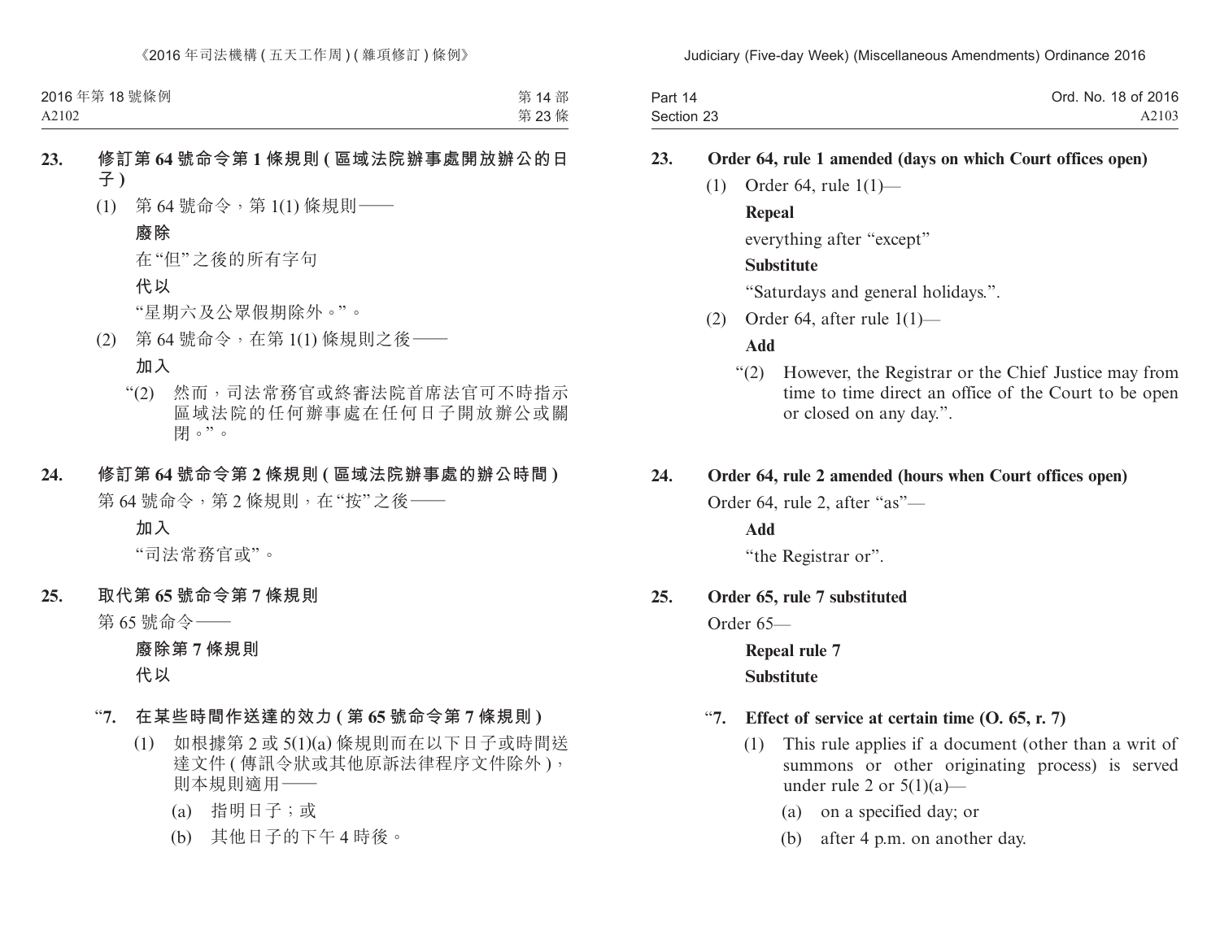**23. 修訂第 64 號命令第 1 條規則 (區域法院辦事處開放辦公的日子)**

(1) 第 64 號命令，第 1(1) 條規則——

**廢除**

在“但”之後的所有字句

**代以**

“星期六及公眾假期除外。”。

(2) 第 64 號命令，在第 1(1) 條規則之後——

**加入**

“(2) 然而，司法常務官或終審法院首席法官可不時指示區域法院的任何辦事處在任何日子開放辦公或關閉。”。

**24. 修訂第 64 號命令第 2 條規則 (區域法院辦事處的辦公時間)**

第 64 號命令，第 2 條規則，在“按”之後——

**加入**

“司法常務官或”。

**25. 取代第 65 號命令第 7 條規則**

第 65 號命令——

**廢除第 7 條規則**

**代以**

“**7. 在某些時間作送達的效力 (第 65 號命令第 7 條規則)**

(1) 如根據第 2 或 5(1)(a) 條規則而在以下日子或時間送達文件 (傳訊令狀或其他原訴法律程序文件除外)，則本規則適用——

(a) 指明日子；或

(b) 其他日子的下午 4 時後。

**23. Order 64, rule 1 amended (days on which Court offices open)**

(1) Order 64, rule 1(1)—

**Repeal**

everything after “except”

**Substitute**

“Saturdays and general holidays.”.

(2) Order 64, after rule 1(1)—

**Add**

“(2) However, the Registrar or the Chief Justice may from time to time direct an office of the Court to be open or closed on any day.”.

**24. Order 64, rule 2 amended (hours when Court offices open)**

Order 64, rule 2, after “as”—

**Add**

“the Registrar or”.

**25. Order 65, rule 7 substituted**

Order 65—

**Repeal rule 7**

**Substitute**

“**7. Effect of service at certain time (O. 65, r. 7)**

(1) This rule applies if a document (other than a writ of summons or other originating process) is served under rule 2 or 5(1)(a)—

(a) on a specified day; or

(b) after 4 p.m. on another day.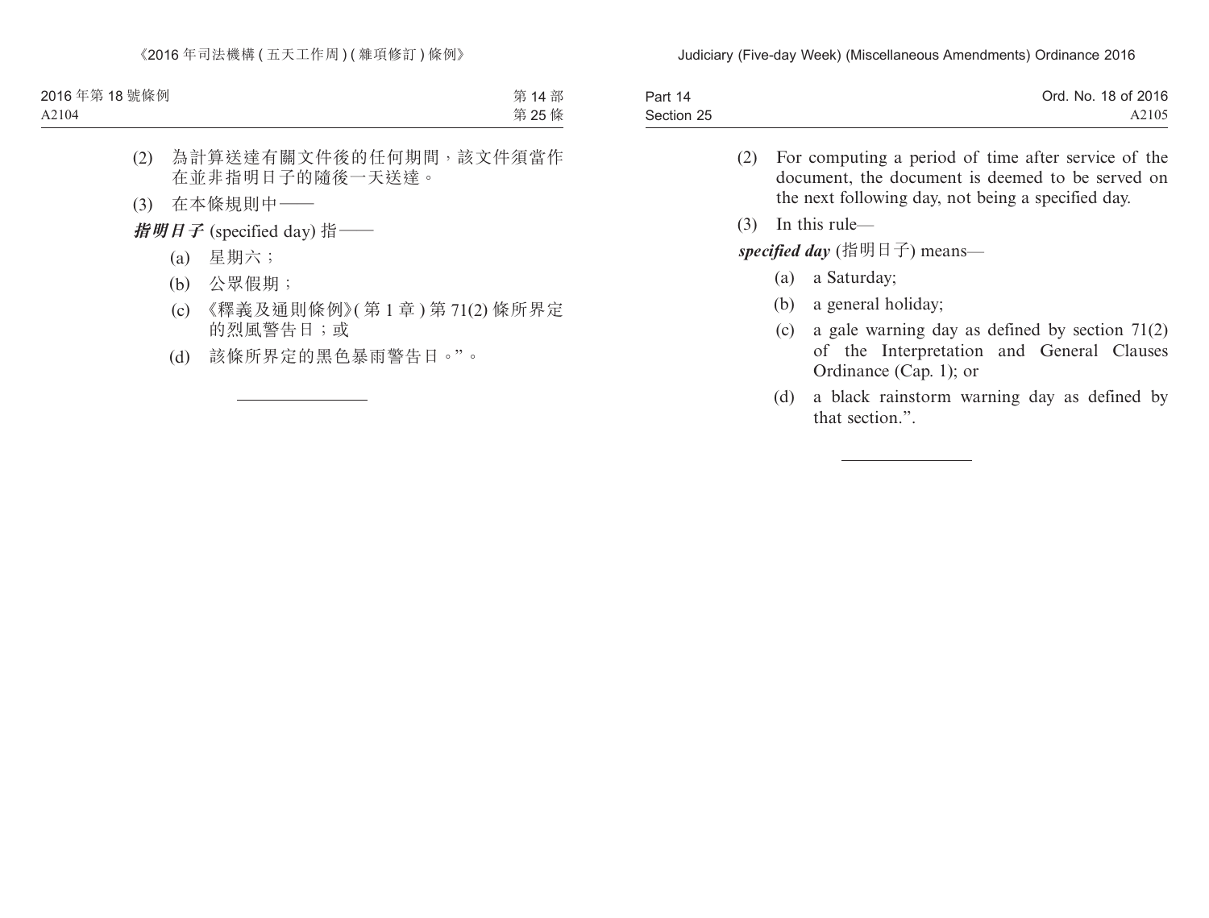(2) 為計算送達有關文件後的任何期間，該文件須當作在並非指明日子的隨後一天送達。

(3) 在本條規則中——

***指明日子*** (specified day) 指——

(a) 星期六；

(b) 公眾假期；

(c) 《釋義及通則條例》(第1章) 第71(2) 條所界定的烈風警告日；或

(d) 該條所界定的黑色暴雨警告日。”。

---

(2) For computing a period of time after service of the document, the document is deemed to be served on the next following day, not being a specified day.

(3) In this rule—

***specified day*** (指明日子) means—

(a) a Saturday;

(b) a general holiday;

(c) a gale warning day as defined by section 71(2) of the Interpretation and General Clauses Ordinance (Cap. 1); or

(d) a black rainstorm warning day as defined by that section.”.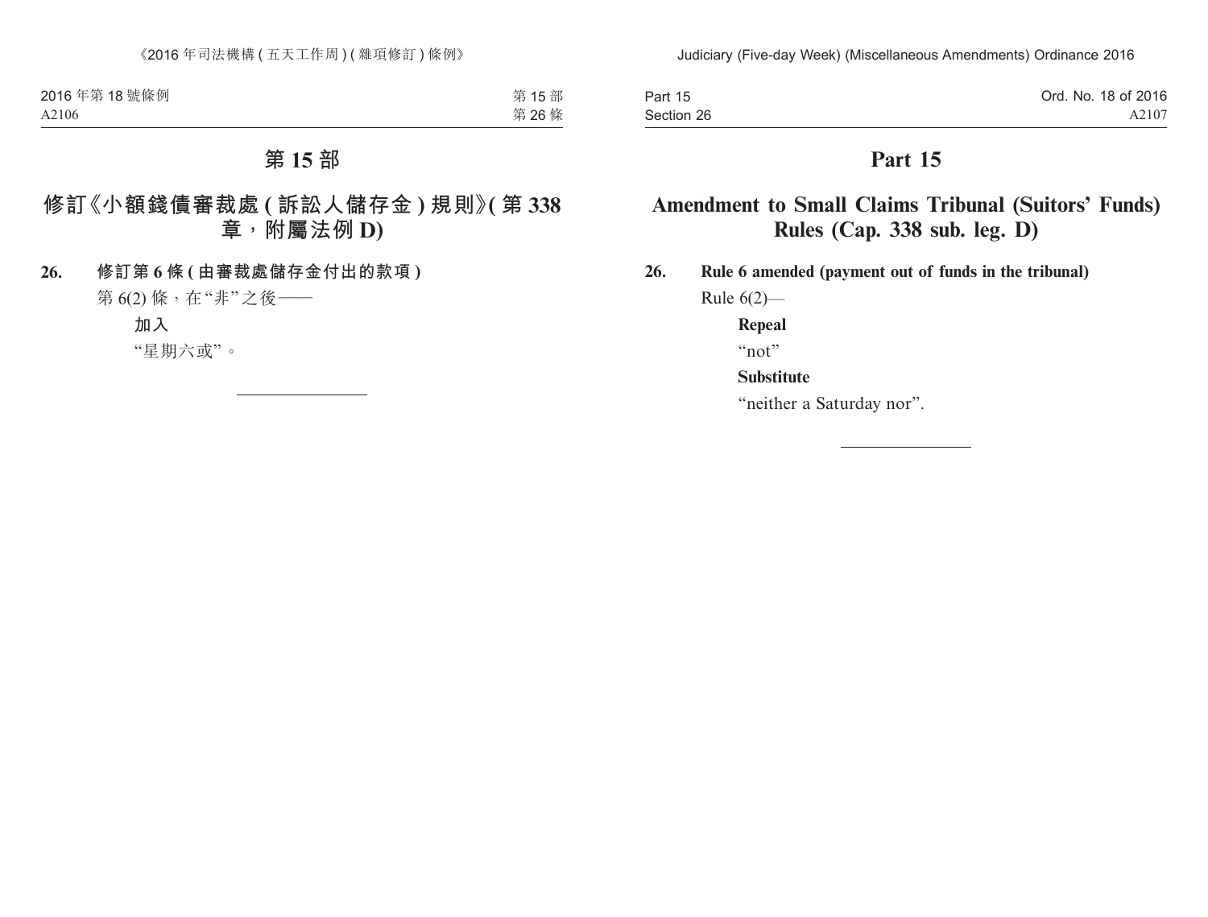# 第 15 部

## 修訂《小額錢債審裁處 (訴訟人儲存金) 規則》(第 338 章，附屬法例 D)

**26. 修訂第 6 條 (由審裁處儲存金付出的款項)**

第 6(2) 條，在“非”之後——

**加入**

“星期六或”。

# Part 15

## Amendment to Small Claims Tribunal (Suitors' Funds) Rules (Cap. 338 sub. leg. D)

**26. Rule 6 amended (payment out of funds in the tribunal)**

Rule 6(2)—

**Repeal**

“not”

**Substitute**

“neither a Saturday nor”.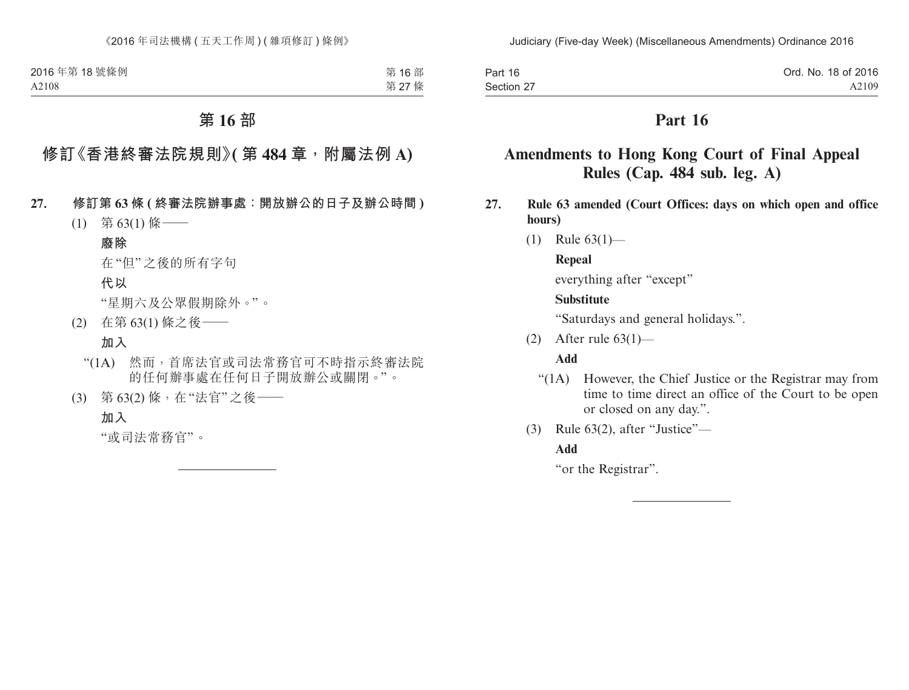# 第 16 部

## 修訂《香港終審法院規則》(第 484 章，附屬法例 A)

**27. 修訂第 63 條 (終審法院辦事處：開放辦公的日子及辦公時間)**

(1) 第 63(1) 條——

**廢除**

在“但”之後的所有字句

**代以**

“星期六及公眾假期除外。”。

(2) 在第 63(1) 條之後——

**加入**

“(1A) 然而，首席法官或司法常務官可不時指示終審法院的任何辦事處在任何日子開放辦公或關閉。”。

(3) 第 63(2) 條，在“法官”之後——

**加入**

“或司法常務官”。

---

# Part 16

## Amendments to Hong Kong Court of Final Appeal Rules (Cap. 484 sub. leg. A)

**27. Rule 63 amended (Court Offices: days on which open and office hours)**

(1) Rule 63(1)—

**Repeal**

everything after “except”

**Substitute**

“Saturdays and general holidays.”.

(2) After rule 63(1)—

**Add**

“(1A) However, the Chief Justice or the Registrar may from time to time direct an office of the Court to be open or closed on any day.”.

(3) Rule 63(2), after “Justice”—

**Add**

“or the Registrar”.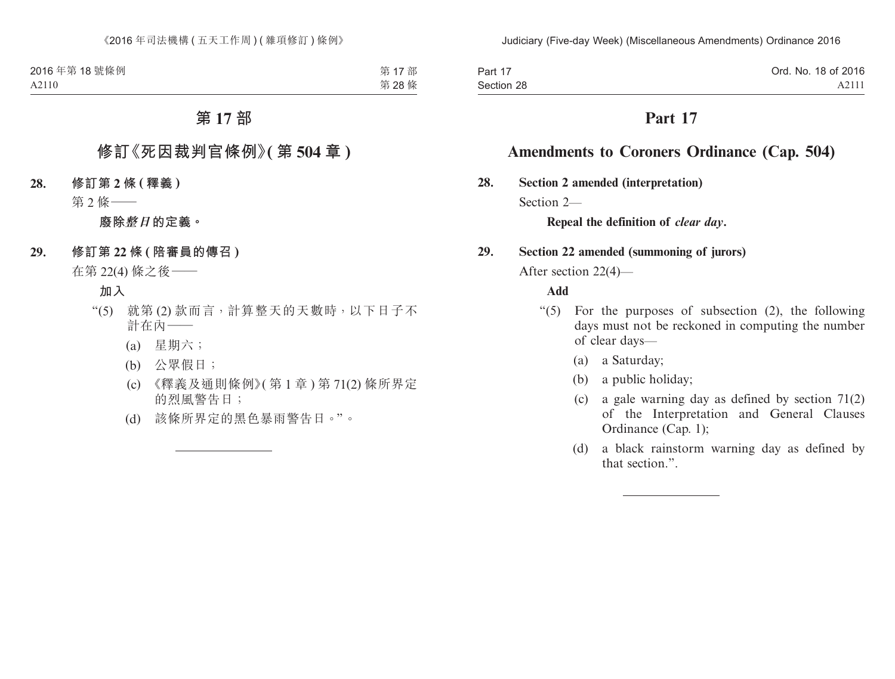# 第 17 部

## 修訂《死因裁判官條例》(第 504 章)

**28. 修訂第 2 條 (釋義)**

第 2 條——

**廢除*整日*的定義。**

**29. 修訂第 22 條 (陪審員的傳召)**

在第 22(4) 條之後——

**加入**

“(5) 就第 (2) 款而言，計算整天的天數時，以下日子不計在內——

(a) 星期六；

(b) 公眾假日；

(c) 《釋義及通則條例》(第 1 章) 第 71(2) 條所界定的烈風警告日；

(d) 該條所界定的黑色暴雨警告日。”。

---

# Part 17

## Amendments to Coroners Ordinance (Cap. 504)

**28. Section 2 amended (interpretation)**

Section 2—

**Repeal the definition of *clear day*.**

**29. Section 22 amended (summoning of jurors)**

After section 22(4)—

**Add**

“(5) For the purposes of subsection (2), the following days must not be reckoned in computing the number of clear days—

(a) a Saturday;

(b) a public holiday;

(c) a gale warning day as defined by section 71(2) of the Interpretation and General Clauses Ordinance (Cap. 1);

(d) a black rainstorm warning day as defined by that section.”.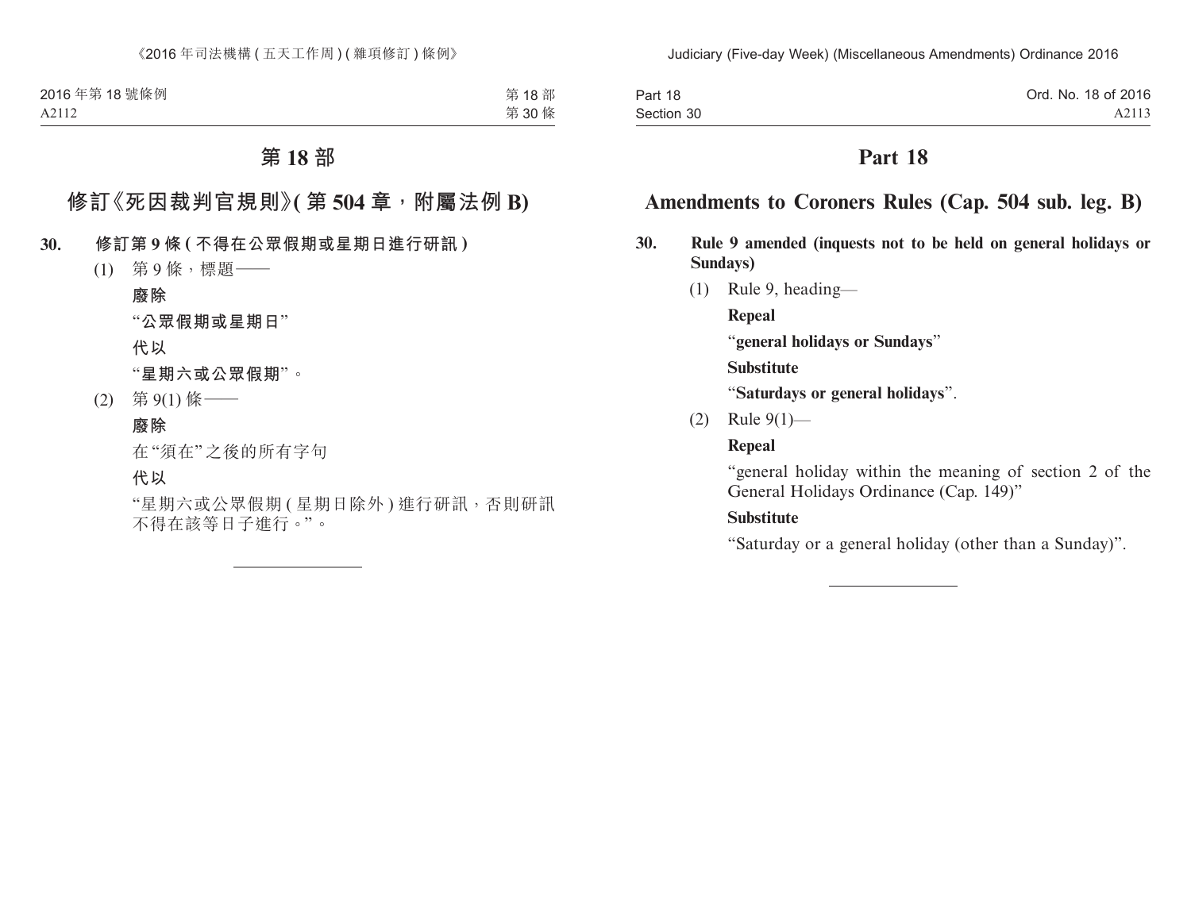# 第 18 部

## 修訂《死因裁判官規則》(第 504 章，附屬法例 B)

**30. 修訂第 9 條 (不得在公眾假期或星期日進行研訊)**

(1) 第 9 條，標題——

**廢除**

“**公眾假期或星期日**”

**代以**

“**星期六或公眾假期**”。

(2) 第 9(1) 條——

**廢除**

在“須在”之後的所有字句

**代以**

“星期六或公眾假期 (星期日除外) 進行研訊，否則研訊不得在該等日子進行。”。

---

# Part 18

## Amendments to Coroners Rules (Cap. 504 sub. leg. B)

**30. Rule 9 amended (inquests not to be held on general holidays or Sundays)**

(1) Rule 9, heading—

**Repeal**

“**general holidays or Sundays**”

**Substitute**

“**Saturdays or general holidays**”.

(2) Rule 9(1)—

**Repeal**

“general holiday within the meaning of section 2 of the General Holidays Ordinance (Cap. 149)”

**Substitute**

“Saturday or a general holiday (other than a Sunday)”.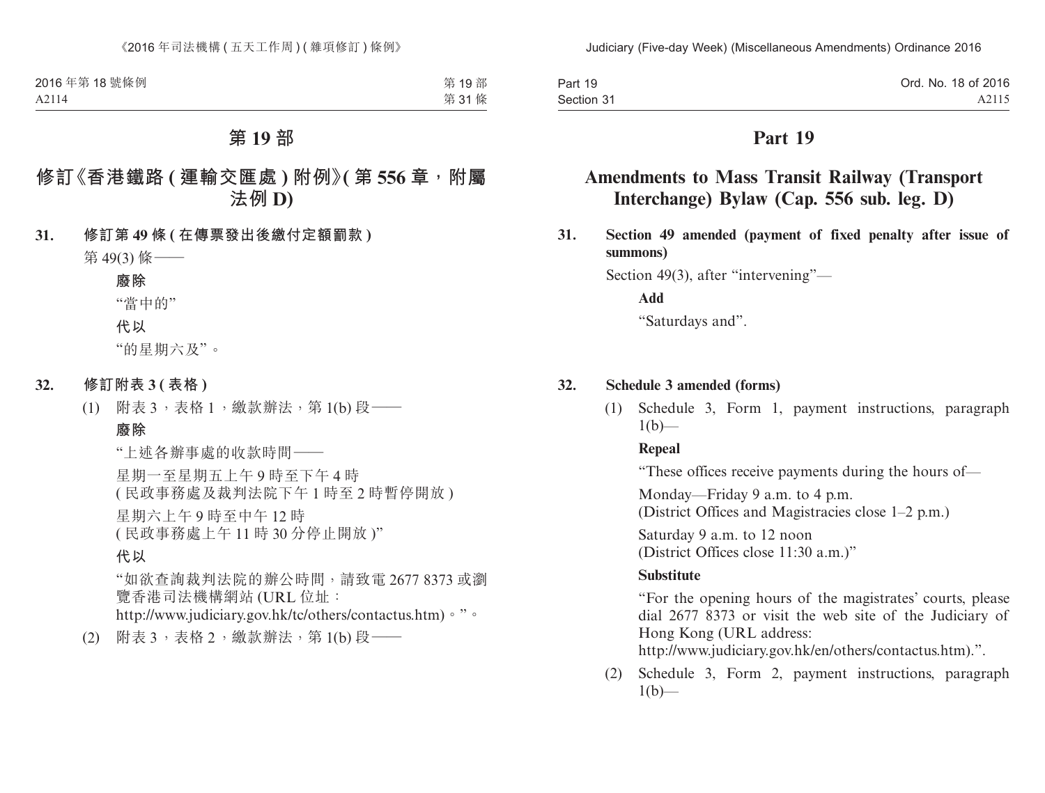# 第 19 部

## 修訂《香港鐵路 (運輸交匯處) 附例》(第 556 章，附屬法例 D)

**31. 修訂第 49 條 (在傳票發出後繳付定額罰款)**

第 49(3) 條——

**廢除**

“當中的”

**代以**

“的星期六及”。

**32. 修訂附表 3 (表格)**

(1) 附表 3，表格 1，繳款辦法，第 1(b) 段——

**廢除**

“上述各辦事處的收款時間——

星期一至星期五上午 9 時至下午 4 時
(民政事務處及裁判法院下午 1 時至 2 時暫停開放)

星期六上午 9 時至中午 12 時
(民政事務處上午 11 時 30 分停止開放)”

**代以**

“如欲查詢裁判法院的辦公時間，請致電 2677 8373 或瀏覽香港司法機構網站 (URL 位址：
http://www.judiciary.gov.hk/tc/others/contactus.htm)。”。

(2) 附表 3，表格 2，繳款辦法，第 1(b) 段——

# Part 19

## Amendments to Mass Transit Railway (Transport Interchange) Bylaw (Cap. 556 sub. leg. D)

**31. Section 49 amended (payment of fixed penalty after issue of summons)**

Section 49(3), after “intervening”—

**Add**

“Saturdays and”.

**32. Schedule 3 amended (forms)**

(1) Schedule 3, Form 1, payment instructions, paragraph 1(b)—

**Repeal**

“These offices receive payments during the hours of—

Monday—Friday 9 a.m. to 4 p.m.
(District Offices and Magistracies close 1–2 p.m.)

Saturday 9 a.m. to 12 noon
(District Offices close 11:30 a.m.)”

**Substitute**

“For the opening hours of the magistrates’ courts, please dial 2677 8373 or visit the web site of the Judiciary of Hong Kong (URL address:
http://www.judiciary.gov.hk/en/others/contactus.htm).”.

(2) Schedule 3, Form 2, payment instructions, paragraph 1(b)—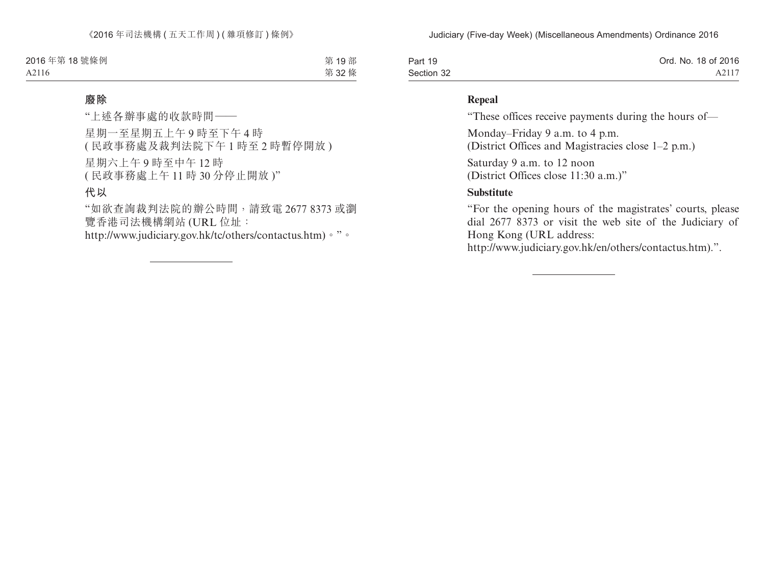**廢除**

“上述各辦事處的收款時間——

星期一至星期五上午 9 時至下午 4 時
( 民政事務處及裁判法院下午 1 時至 2 時暫停開放 )

星期六上午 9 時至中午 12 時
( 民政事務處上午 11 時 30 分停止開放 )”

**代以**

“如欲查詢裁判法院的辦公時間，請致電 2677 8373 或瀏覽香港司法機構網站 (URL 位址：
http://www.judiciary.gov.hk/tc/others/contactus.htm)。”。

---

**Repeal**

“These offices receive payments during the hours of—

Monday–Friday 9 a.m. to 4 p.m.
(District Offices and Magistracies close 1–2 p.m.)

Saturday 9 a.m. to 12 noon
(District Offices close 11:30 a.m.)”

**Substitute**

“For the opening hours of the magistrates’ courts, please dial 2677 8373 or visit the web site of the Judiciary of Hong Kong (URL address:
http://www.judiciary.gov.hk/en/others/contactus.htm).”.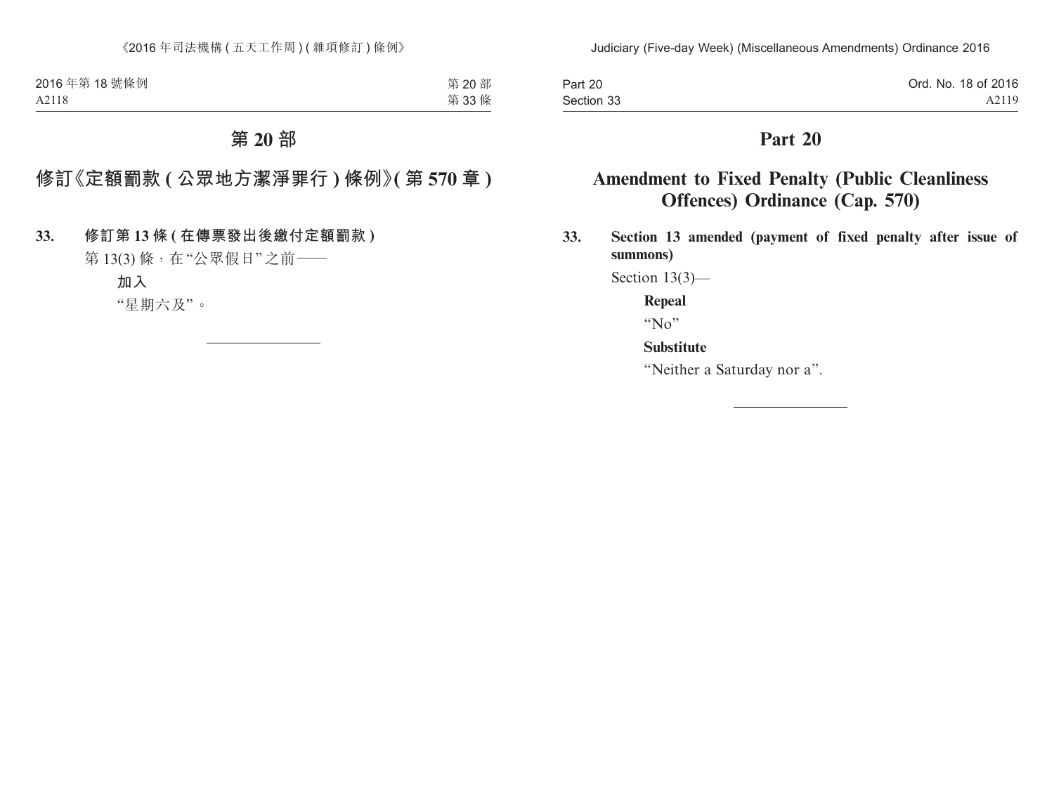# 第 20 部

## 修訂《定額罰款 (公眾地方潔淨罪行) 條例》(第 570 章)

**33. 修訂第 13 條 (在傳票發出後繳付定額罰款)**

第 13(3) 條，在“公眾假日”之前——

**加入**

“星期六及”。

# Part 20

## Amendment to Fixed Penalty (Public Cleanliness Offences) Ordinance (Cap. 570)

**33. Section 13 amended (payment of fixed penalty after issue of summons)**

Section 13(3)—

**Repeal**

“No”

**Substitute**

“Neither a Saturday nor a”.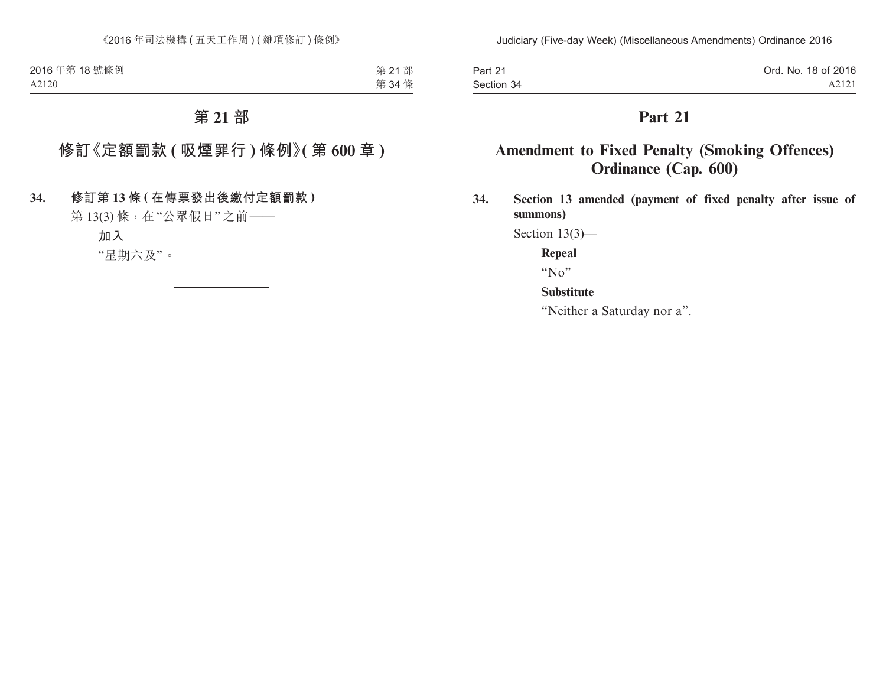# 第 21 部

## 修訂《定額罰款 (吸煙罪行) 條例》(第 600 章)

**34. 修訂第 13 條 (在傳票發出後繳付定額罰款)**

第 13(3) 條，在“公眾假日”之前——

**加入**

“星期六及”。

---

# Part 21

## Amendment to Fixed Penalty (Smoking Offences) Ordinance (Cap. 600)

**34. Section 13 amended (payment of fixed penalty after issue of summons)**

Section 13(3)—

**Repeal**

“No”

**Substitute**

“Neither a Saturday nor a”.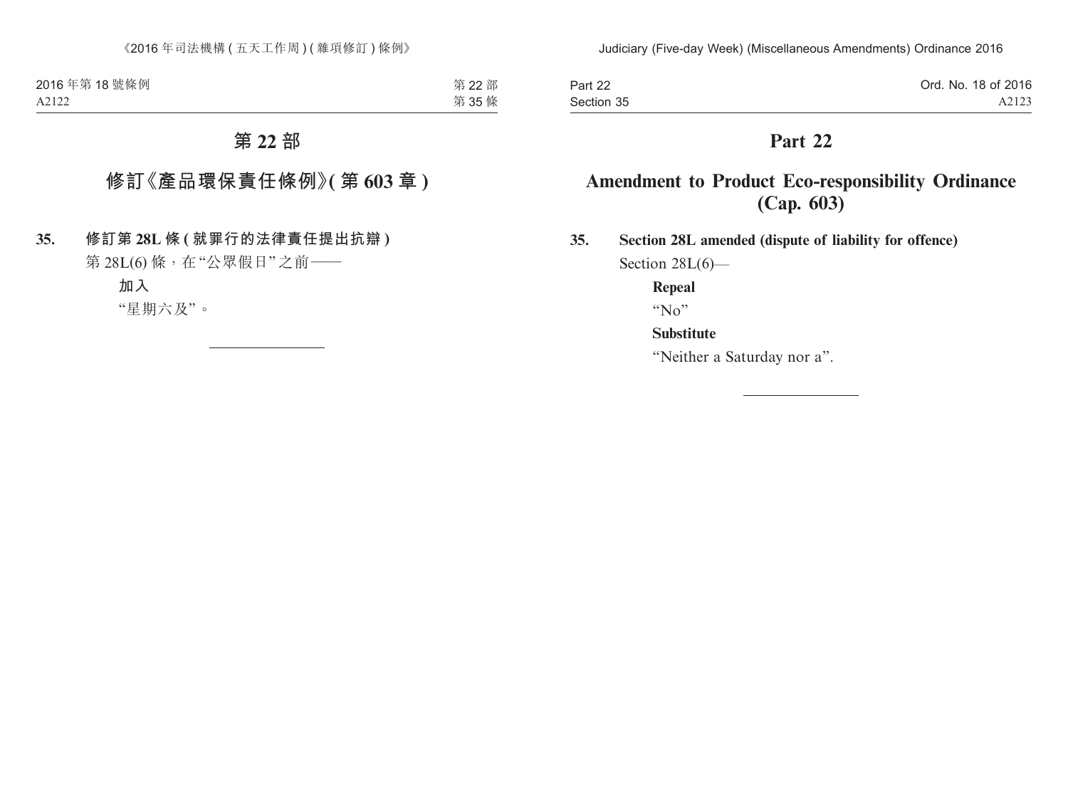# 第 22 部

## 修訂《產品環保責任條例》(第 603 章)

**35. 修訂第 28L 條 (就罪行的法律責任提出抗辯)**

第 28L(6) 條，在“公眾假日”之前——

**加入**

“星期六及”。

# Part 22

## Amendment to Product Eco-responsibility Ordinance (Cap. 603)

**35. Section 28L amended (dispute of liability for offence)**

Section 28L(6)—

**Repeal**

“No”

**Substitute**

“Neither a Saturday nor a”.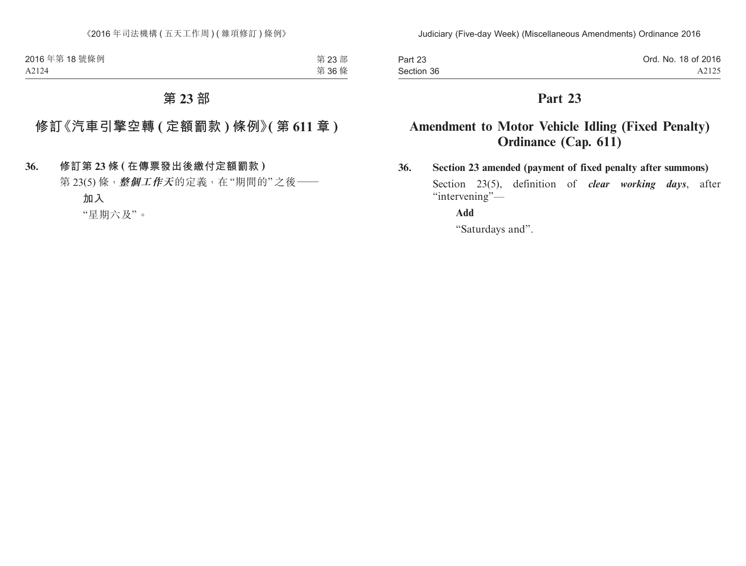# 第 23 部

## 修訂《汽車引擎空轉 (定額罰款) 條例》(第 611 章)

**36. 修訂第 23 條 (在傳票發出後繳付定額罰款)**

第 23(5) 條，***整個工作天***的定義，在“期間的”之後——

**加入**

“星期六及”。

# Part 23

## Amendment to Motor Vehicle Idling (Fixed Penalty) Ordinance (Cap. 611)

**36. Section 23 amended (payment of fixed penalty after summons)**

Section 23(5), definition of ***clear working days***, after “intervening”—

**Add**

“Saturdays and”.